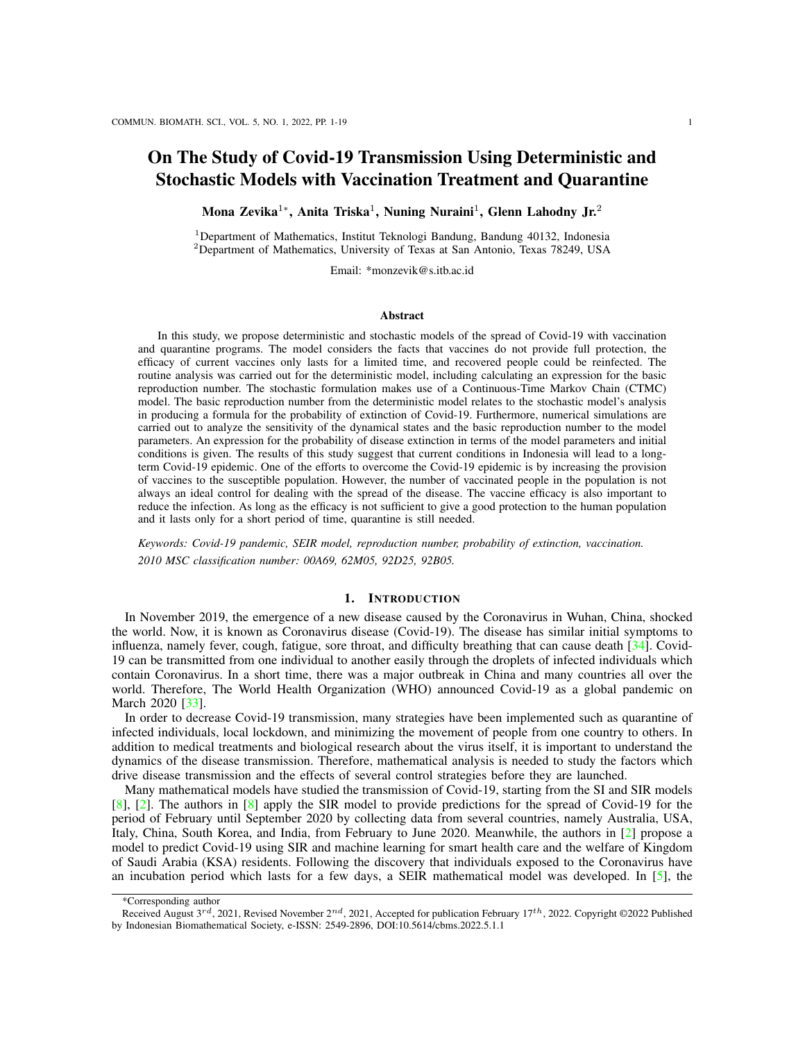# On The Study of Covid-19 Transmission Using Deterministic and Stochastic Models with Vaccination Treatment and Quarantine

**Mona Zevika[1*], Anita Triska[1], Nuning Nuraini[1], Glenn Lahodny Jr.[2]**

[1]Department of Mathematics, Institut Teknologi Bandung, Bandung 40132, Indonesia
[2]Department of Mathematics, University of Texas at San Antonio, Texas 78249, USA

Email: *monzevik@s.itb.ac.id

### Abstract

In this study, we propose deterministic and stochastic models of the spread of Covid-19 with vaccination and quarantine programs. The model considers the facts that vaccines do not provide full protection, the efficacy of current vaccines only lasts for a limited time, and recovered people could be reinfected. The routine analysis was carried out for the deterministic model, including calculating an expression for the basic reproduction number. The stochastic formulation makes use of a Continuous-Time Markov Chain (CTMC) model. The basic reproduction number from the deterministic model relates to the stochastic model's analysis in producing a formula for the probability of extinction of Covid-19. Furthermore, numerical simulations are carried out to analyze the sensitivity of the dynamical states and the basic reproduction number to the model parameters. An expression for the probability of disease extinction in terms of the model parameters and initial conditions is given. The results of this study suggest that current conditions in Indonesia will lead to a long-term Covid-19 epidemic. One of the efforts to overcome the Covid-19 epidemic is by increasing the provision of vaccines to the susceptible population. However, the number of vaccinated people in the population is not always an ideal control for dealing with the spread of the disease. The vaccine efficacy is also important to reduce the infection. As long as the efficacy is not sufficient to give a good protection to the human population and it lasts only for a short period of time, quarantine is still needed.

*Keywords: Covid-19 pandemic, SEIR model, reproduction number, probability of extinction, vaccination.*

*2010 MSC classification number: 00A69, 62M05, 92D25, 92B05.*

## 1. Introduction

In November 2019, the emergence of a new disease caused by the Coronavirus in Wuhan, China, shocked the world. Now, it is known as Coronavirus disease (Covid-19). The disease has similar initial symptoms to influenza, namely fever, cough, fatigue, sore throat, and difficulty breathing that can cause death [34]. Covid-19 can be transmitted from one individual to another easily through the droplets of infected individuals which contain Coronavirus. In a short time, there was a major outbreak in China and many countries all over the world. Therefore, The World Health Organization (WHO) announced Covid-19 as a global pandemic on March 2020 [33].

In order to decrease Covid-19 transmission, many strategies have been implemented such as quarantine of infected individuals, local lockdown, and minimizing the movement of people from one country to others. In addition to medical treatments and biological research about the virus itself, it is important to understand the dynamics of the disease transmission. Therefore, mathematical analysis is needed to study the factors which drive disease transmission and the effects of several control strategies before they are launched.

Many mathematical models have studied the transmission of Covid-19, starting from the SI and SIR models [8], [2]. The authors in [8] apply the SIR model to provide predictions for the spread of Covid-19 for the period of February until September 2020 by collecting data from several countries, namely Australia, USA, Italy, China, South Korea, and India, from February to June 2020. Meanwhile, the authors in [2] propose a model to predict Covid-19 using SIR and machine learning for smart health care and the welfare of Kingdom of Saudi Arabia (KSA) residents. Following the discovery that individuals exposed to the Coronavirus have an incubation period which lasts for a few days, a SEIR mathematical model was developed. In [5], the

---

*Corresponding author

Received August 3$^{rd}$, 2021, Revised November 2$^{nd}$, 2021, Accepted for publication February 17$^{th}$, 2022. Copyright ©2022 Published by Indonesian Biomathematical Society, e-ISSN: 2549-2896, DOI:10.5614/cbms.2022.5.1.1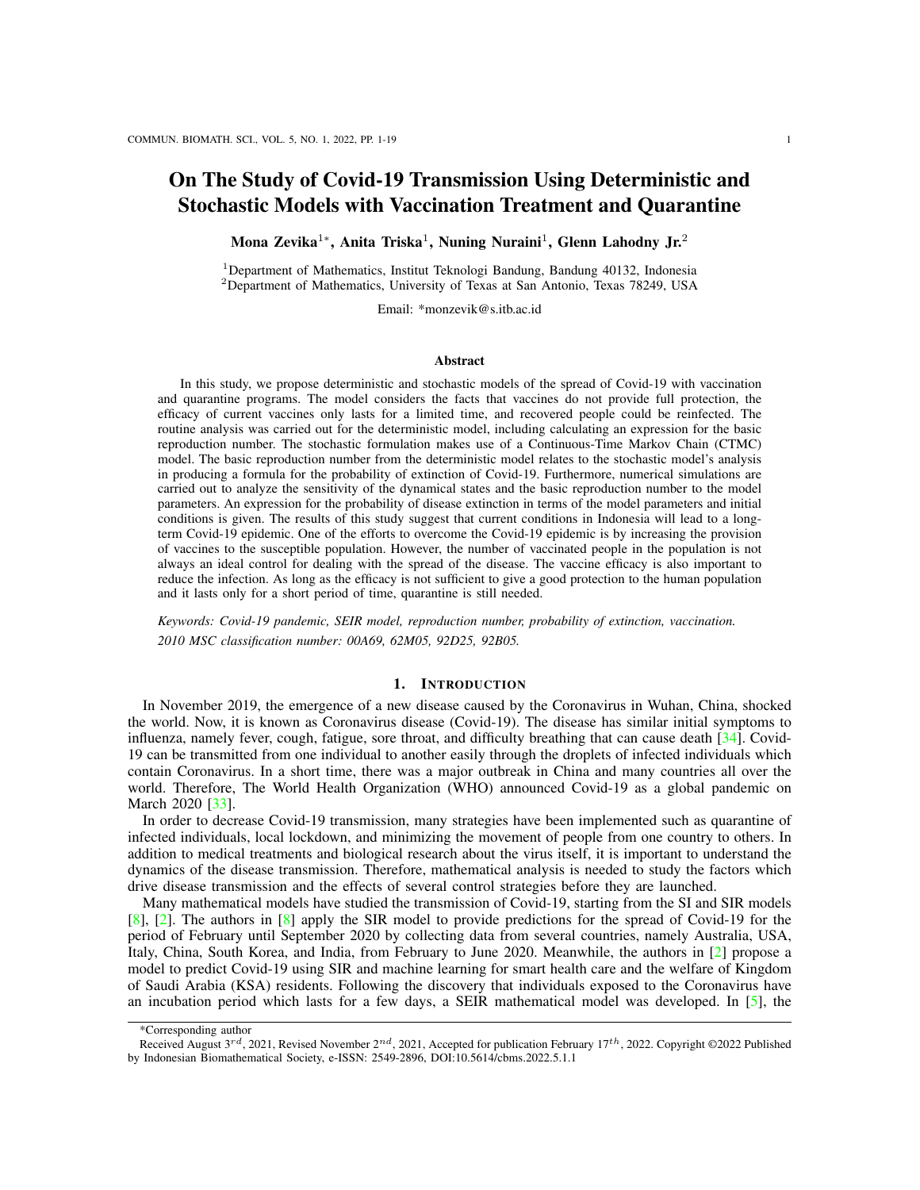# On The Study of Covid-19 Transmission Using Deterministic and Stochastic Models with Vaccination Treatment and Quarantine

**Mona Zevika**[1*], **Anita Triska**[1], **Nuning Nuraini**[1], **Glenn Lahodny Jr.**[2]

[1]Department of Mathematics, Institut Teknologi Bandung, Bandung 40132, Indonesia
[2]Department of Mathematics, University of Texas at San Antonio, Texas 78249, USA

Email: *monzevik@s.itb.ac.id

### Abstract

In this study, we propose deterministic and stochastic models of the spread of Covid-19 with vaccination and quarantine programs. The model considers the facts that vaccines do not provide full protection, the efficacy of current vaccines only lasts for a limited time, and recovered people could be reinfected. The routine analysis was carried out for the deterministic model, including calculating an expression for the basic reproduction number. The stochastic formulation makes use of a Continuous-Time Markov Chain (CTMC) model. The basic reproduction number from the deterministic model relates to the stochastic model's analysis in producing a formula for the probability of extinction of Covid-19. Furthermore, numerical simulations are carried out to analyze the sensitivity of the dynamical states and the basic reproduction number to the model parameters. An expression for the probability of disease extinction in terms of the model parameters and initial conditions is given. The results of this study suggest that current conditions in Indonesia will lead to a long-term Covid-19 epidemic. One of the efforts to overcome the Covid-19 epidemic is by increasing the provision of vaccines to the susceptible population. However, the number of vaccinated people in the population is not always an ideal control for dealing with the spread of the disease. The vaccine efficacy is also important to reduce the infection. As long as the efficacy is not sufficient to give a good protection to the human population and it lasts only for a short period of time, quarantine is still needed.

*Keywords: Covid-19 pandemic, SEIR model, reproduction number, probability of extinction, vaccination.*

*2010 MSC classification number: 00A69, 62M05, 92D25, 92B05.*

## 1. Introduction

In November 2019, the emergence of a new disease caused by the Coronavirus in Wuhan, China, shocked the world. Now, it is known as Coronavirus disease (Covid-19). The disease has similar initial symptoms to influenza, namely fever, cough, fatigue, sore throat, and difficulty breathing that can cause death [34]. Covid-19 can be transmitted from one individual to another easily through the droplets of infected individuals which contain Coronavirus. In a short time, there was a major outbreak in China and many countries all over the world. Therefore, The World Health Organization (WHO) announced Covid-19 as a global pandemic on March 2020 [33].

In order to decrease Covid-19 transmission, many strategies have been implemented such as quarantine of infected individuals, local lockdown, and minimizing the movement of people from one country to others. In addition to medical treatments and biological research about the virus itself, it is important to understand the dynamics of the disease transmission. Therefore, mathematical analysis is needed to study the factors which drive disease transmission and the effects of several control strategies before they are launched.

Many mathematical models have studied the transmission of Covid-19, starting from the SI and SIR models [8], [2]. The authors in [8] apply the SIR model to provide predictions for the spread of Covid-19 for the period of February until September 2020 by collecting data from several countries, namely Australia, USA, Italy, China, South Korea, and India, from February to June 2020. Meanwhile, the authors in [2] propose a model to predict Covid-19 using SIR and machine learning for smart health care and the welfare of Kingdom of Saudi Arabia (KSA) residents. Following the discovery that individuals exposed to the Coronavirus have an incubation period which lasts for a few days, a SEIR mathematical model was developed. In [5], the

*Corresponding author

Received August 3[rd], 2021, Revised November 2[nd], 2021, Accepted for publication February 17[th], 2022. Copyright ©2022 Published by Indonesian Biomathematical Society, e-ISSN: 2549-2896, DOI:10.5614/cbms.2022.5.1.1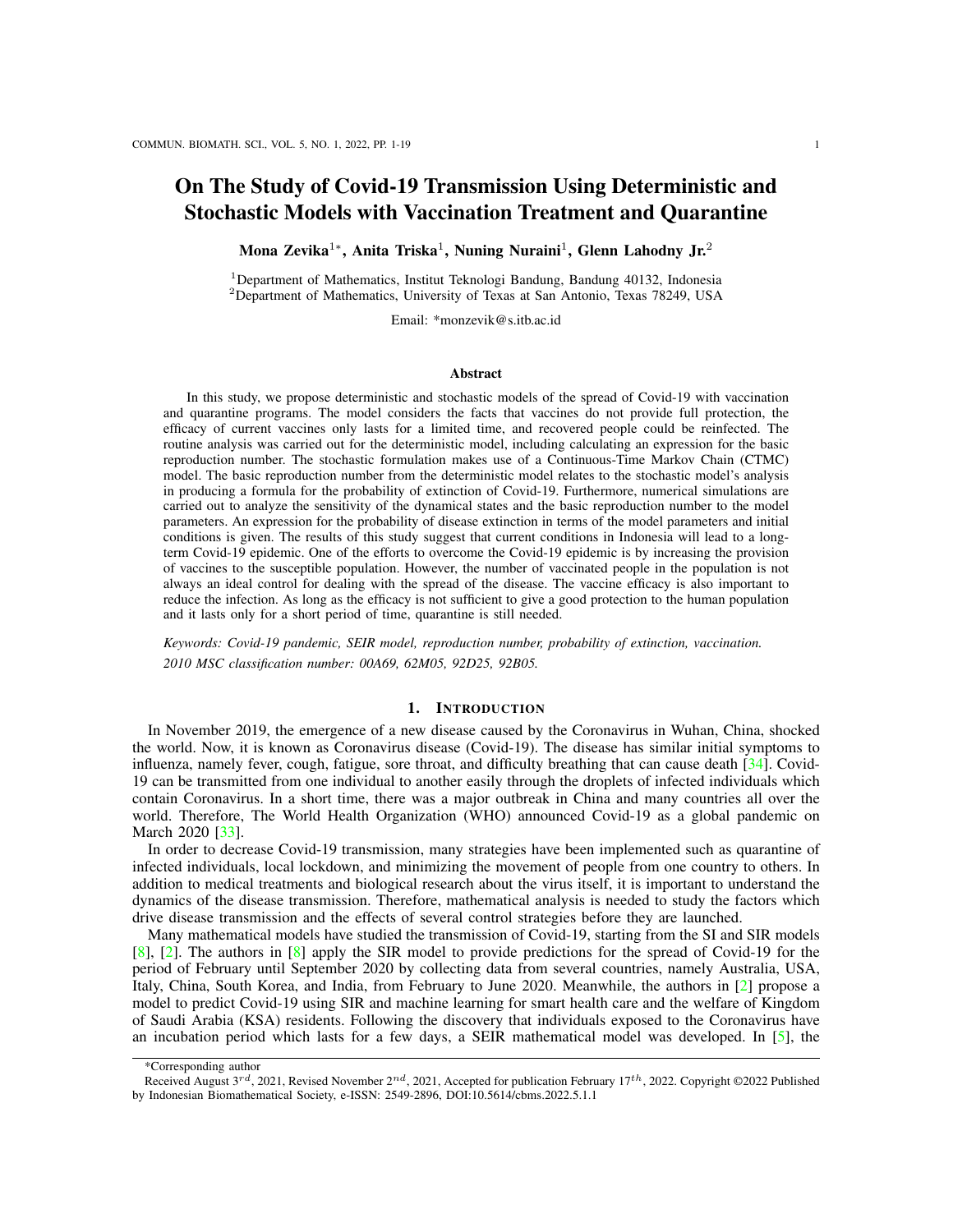# On The Study of Covid-19 Transmission Using Deterministic and Stochastic Models with Vaccination Treatment and Quarantine

**Mona Zevika[1*], Anita Triska[1], Nuning Nuraini[1], Glenn Lahodny Jr.[2]**

[1]Department of Mathematics, Institut Teknologi Bandung, Bandung 40132, Indonesia
[2]Department of Mathematics, University of Texas at San Antonio, Texas 78249, USA

Email: *monzevik@s.itb.ac.id

### Abstract

In this study, we propose deterministic and stochastic models of the spread of Covid-19 with vaccination and quarantine programs. The model considers the facts that vaccines do not provide full protection, the efficacy of current vaccines only lasts for a limited time, and recovered people could be reinfected. The routine analysis was carried out for the deterministic model, including calculating an expression for the basic reproduction number. The stochastic formulation makes use of a Continuous-Time Markov Chain (CTMC) model. The basic reproduction number from the deterministic model relates to the stochastic model's analysis in producing a formula for the probability of extinction of Covid-19. Furthermore, numerical simulations are carried out to analyze the sensitivity of the dynamical states and the basic reproduction number to the model parameters. An expression for the probability of disease extinction in terms of the model parameters and initial conditions is given. The results of this study suggest that current conditions in Indonesia will lead to a long-term Covid-19 epidemic. One of the efforts to overcome the Covid-19 epidemic is by increasing the provision of vaccines to the susceptible population. However, the number of vaccinated people in the population is not always an ideal control for dealing with the spread of the disease. The vaccine efficacy is also important to reduce the infection. As long as the efficacy is not sufficient to give a good protection to the human population and it lasts only for a short period of time, quarantine is still needed.

*Keywords: Covid-19 pandemic, SEIR model, reproduction number, probability of extinction, vaccination.*

*2010 MSC classification number: 00A69, 62M05, 92D25, 92B05.*

## 1. Introduction

In November 2019, the emergence of a new disease caused by the Coronavirus in Wuhan, China, shocked the world. Now, it is known as Coronavirus disease (Covid-19). The disease has similar initial symptoms to influenza, namely fever, cough, fatigue, sore throat, and difficulty breathing that can cause death [34]. Covid-19 can be transmitted from one individual to another easily through the droplets of infected individuals which contain Coronavirus. In a short time, there was a major outbreak in China and many countries all over the world. Therefore, The World Health Organization (WHO) announced Covid-19 as a global pandemic on March 2020 [33].

In order to decrease Covid-19 transmission, many strategies have been implemented such as quarantine of infected individuals, local lockdown, and minimizing the movement of people from one country to others. In addition to medical treatments and biological research about the virus itself, it is important to understand the dynamics of the disease transmission. Therefore, mathematical analysis is needed to study the factors which drive disease transmission and the effects of several control strategies before they are launched.

Many mathematical models have studied the transmission of Covid-19, starting from the SI and SIR models [8], [2]. The authors in [8] apply the SIR model to provide predictions for the spread of Covid-19 for the period of February until September 2020 by collecting data from several countries, namely Australia, USA, Italy, China, South Korea, and India, from February to June 2020. Meanwhile, the authors in [2] propose a model to predict Covid-19 using SIR and machine learning for smart health care and the welfare of Kingdom of Saudi Arabia (KSA) residents. Following the discovery that individuals exposed to the Coronavirus have an incubation period which lasts for a few days, a SEIR mathematical model was developed. In [5], the

*Corresponding author

Received August 3rd, 2021, Revised November 2nd, 2021, Accepted for publication February 17th, 2022. Copyright ©2022 Published by Indonesian Biomathematical Society, e-ISSN: 2549-2896, DOI:10.5614/cbms.2022.5.1.1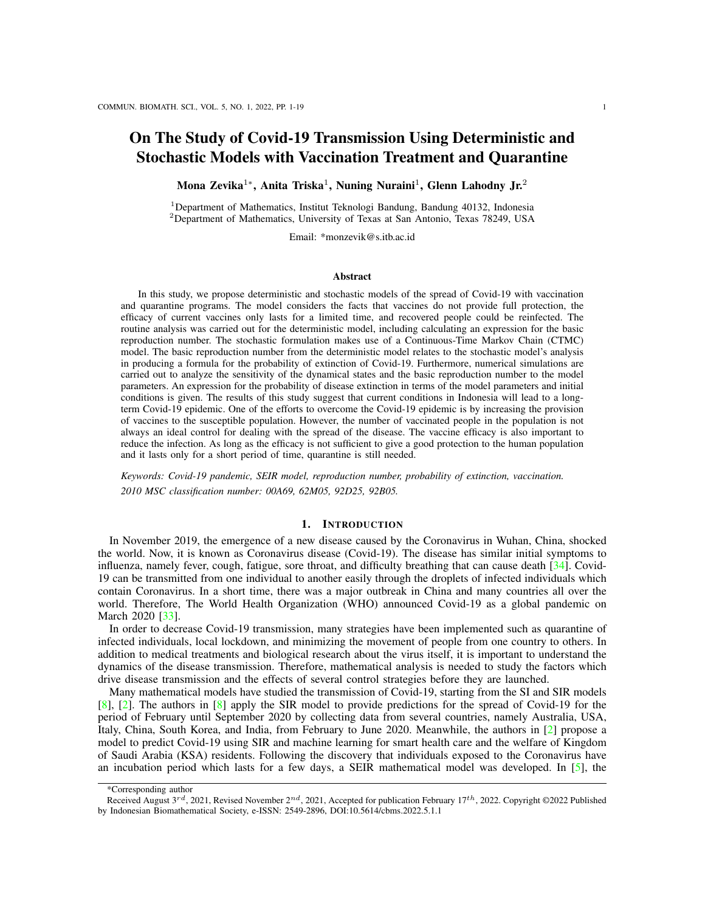# On The Study of Covid-19 Transmission Using Deterministic and Stochastic Models with Vaccination Treatment and Quarantine

**Mona Zevika[1*], Anita Triska[1], Nuning Nuraini[1], Glenn Lahodny Jr.[2]**

[1]Department of Mathematics, Institut Teknologi Bandung, Bandung 40132, Indonesia
[2]Department of Mathematics, University of Texas at San Antonio, Texas 78249, USA

Email: *monzevik@s.itb.ac.id

## Abstract

In this study, we propose deterministic and stochastic models of the spread of Covid-19 with vaccination and quarantine programs. The model considers the facts that vaccines do not provide full protection, the efficacy of current vaccines only lasts for a limited time, and recovered people could be reinfected. The routine analysis was carried out for the deterministic model, including calculating an expression for the basic reproduction number. The stochastic formulation makes use of a Continuous-Time Markov Chain (CTMC) model. The basic reproduction number from the deterministic model relates to the stochastic model's analysis in producing a formula for the probability of extinction of Covid-19. Furthermore, numerical simulations are carried out to analyze the sensitivity of the dynamical states and the basic reproduction number to the model parameters. An expression for the probability of disease extinction in terms of the model parameters and initial conditions is given. The results of this study suggest that current conditions in Indonesia will lead to a long-term Covid-19 epidemic. One of the efforts to overcome the Covid-19 epidemic is by increasing the provision of vaccines to the susceptible population. However, the number of vaccinated people in the population is not always an ideal control for dealing with the spread of the disease. The vaccine efficacy is also important to reduce the infection. As long as the efficacy is not sufficient to give a good protection to the human population and it lasts only for a short period of time, quarantine is still needed.

*Keywords: Covid-19 pandemic, SEIR model, reproduction number, probability of extinction, vaccination.*

*2010 MSC classification number: 00A69, 62M05, 92D25, 92B05.*

## 1. Introduction

In November 2019, the emergence of a new disease caused by the Coronavirus in Wuhan, China, shocked the world. Now, it is known as Coronavirus disease (Covid-19). The disease has similar initial symptoms to influenza, namely fever, cough, fatigue, sore throat, and difficulty breathing that can cause death [34]. Covid-19 can be transmitted from one individual to another easily through the droplets of infected individuals which contain Coronavirus. In a short time, there was a major outbreak in China and many countries all over the world. Therefore, The World Health Organization (WHO) announced Covid-19 as a global pandemic on March 2020 [33].

In order to decrease Covid-19 transmission, many strategies have been implemented such as quarantine of infected individuals, local lockdown, and minimizing the movement of people from one country to others. In addition to medical treatments and biological research about the virus itself, it is important to understand the dynamics of the disease transmission. Therefore, mathematical analysis is needed to study the factors which drive disease transmission and the effects of several control strategies before they are launched.

Many mathematical models have studied the transmission of Covid-19, starting from the SI and SIR models [8], [2]. The authors in [8] apply the SIR model to provide predictions for the spread of Covid-19 for the period of February until September 2020 by collecting data from several countries, namely Australia, USA, Italy, China, South Korea, and India, from February to June 2020. Meanwhile, the authors in [2] propose a model to predict Covid-19 using SIR and machine learning for smart health care and the welfare of Kingdom of Saudi Arabia (KSA) residents. Following the discovery that individuals exposed to the Coronavirus have an incubation period which lasts for a few days, a SEIR mathematical model was developed. In [5], the

*Corresponding author

Received August 3[rd], 2021, Revised November 2[nd], 2021, Accepted for publication February 17[th], 2022. Copyright ©2022 Published by Indonesian Biomathematical Society, e-ISSN: 2549-2896, DOI:10.5614/cbms.2022.5.1.1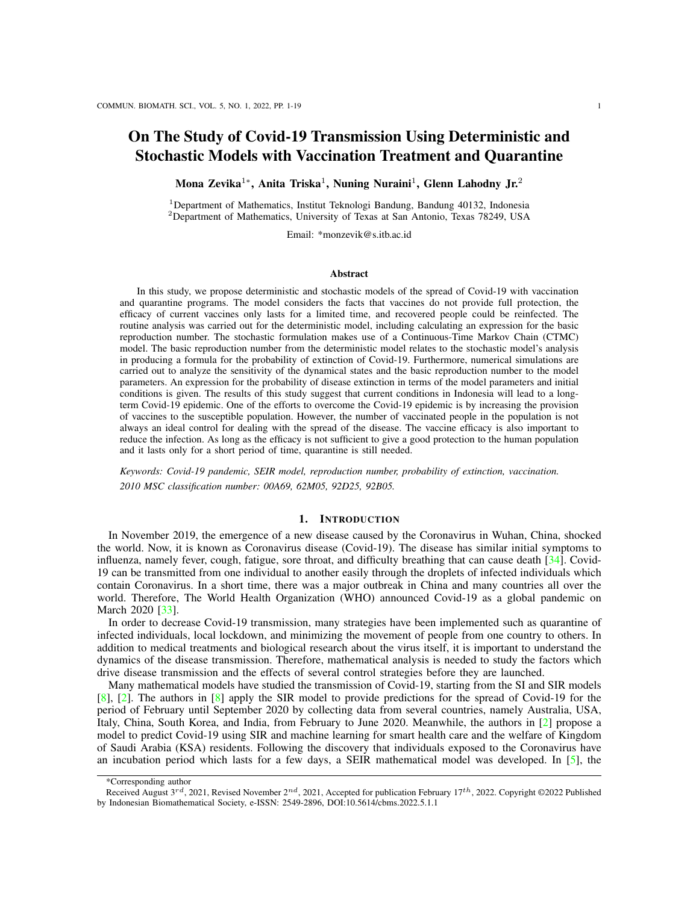# On The Study of Covid-19 Transmission Using Deterministic and Stochastic Models with Vaccination Treatment and Quarantine

**Mona Zevika[1*], Anita Triska[1], Nuning Nuraini[1], Glenn Lahodny Jr.[2]**

[1]Department of Mathematics, Institut Teknologi Bandung, Bandung 40132, Indonesia
[2]Department of Mathematics, University of Texas at San Antonio, Texas 78249, USA

Email: *monzevik@s.itb.ac.id

### Abstract

In this study, we propose deterministic and stochastic models of the spread of Covid-19 with vaccination and quarantine programs. The model considers the facts that vaccines do not provide full protection, the efficacy of current vaccines only lasts for a limited time, and recovered people could be reinfected. The routine analysis was carried out for the deterministic model, including calculating an expression for the basic reproduction number. The stochastic formulation makes use of a Continuous-Time Markov Chain (CTMC) model. The basic reproduction number from the deterministic model relates to the stochastic model's analysis in producing a formula for the probability of extinction of Covid-19. Furthermore, numerical simulations are carried out to analyze the sensitivity of the dynamical states and the basic reproduction number to the model parameters. An expression for the probability of disease extinction in terms of the model parameters and initial conditions is given. The results of this study suggest that current conditions in Indonesia will lead to a long-term Covid-19 epidemic. One of the efforts to overcome the Covid-19 epidemic is by increasing the provision of vaccines to the susceptible population. However, the number of vaccinated people in the population is not always an ideal control for dealing with the spread of the disease. The vaccine efficacy is also important to reduce the infection. As long as the efficacy is not sufficient to give a good protection to the human population and it lasts only for a short period of time, quarantine is still needed.

*Keywords: Covid-19 pandemic, SEIR model, reproduction number, probability of extinction, vaccination.*

*2010 MSC classification number: 00A69, 62M05, 92D25, 92B05.*

## 1. Introduction

In November 2019, the emergence of a new disease caused by the Coronavirus in Wuhan, China, shocked the world. Now, it is known as Coronavirus disease (Covid-19). The disease has similar initial symptoms to influenza, namely fever, cough, fatigue, sore throat, and difficulty breathing that can cause death [34]. Covid-19 can be transmitted from one individual to another easily through the droplets of infected individuals which contain Coronavirus. In a short time, there was a major outbreak in China and many countries all over the world. Therefore, The World Health Organization (WHO) announced Covid-19 as a global pandemic on March 2020 [33].

In order to decrease Covid-19 transmission, many strategies have been implemented such as quarantine of infected individuals, local lockdown, and minimizing the movement of people from one country to others. In addition to medical treatments and biological research about the virus itself, it is important to understand the dynamics of the disease transmission. Therefore, mathematical analysis is needed to study the factors which drive disease transmission and the effects of several control strategies before they are launched.

Many mathematical models have studied the transmission of Covid-19, starting from the SI and SIR models [8], [2]. The authors in [8] apply the SIR model to provide predictions for the spread of Covid-19 for the period of February until September 2020 by collecting data from several countries, namely Australia, USA, Italy, China, South Korea, and India, from February to June 2020. Meanwhile, the authors in [2] propose a model to predict Covid-19 using SIR and machine learning for smart health care and the welfare of Kingdom of Saudi Arabia (KSA) residents. Following the discovery that individuals exposed to the Coronavirus have an incubation period which lasts for a few days, a SEIR mathematical model was developed. In [5], the

*Corresponding author

Received August 3[rd], 2021, Revised November 2[nd], 2021, Accepted for publication February 17[th], 2022. Copyright ©2022 Published by Indonesian Biomathematical Society, e-ISSN: 2549-2896, DOI:10.5614/cbms.2022.5.1.1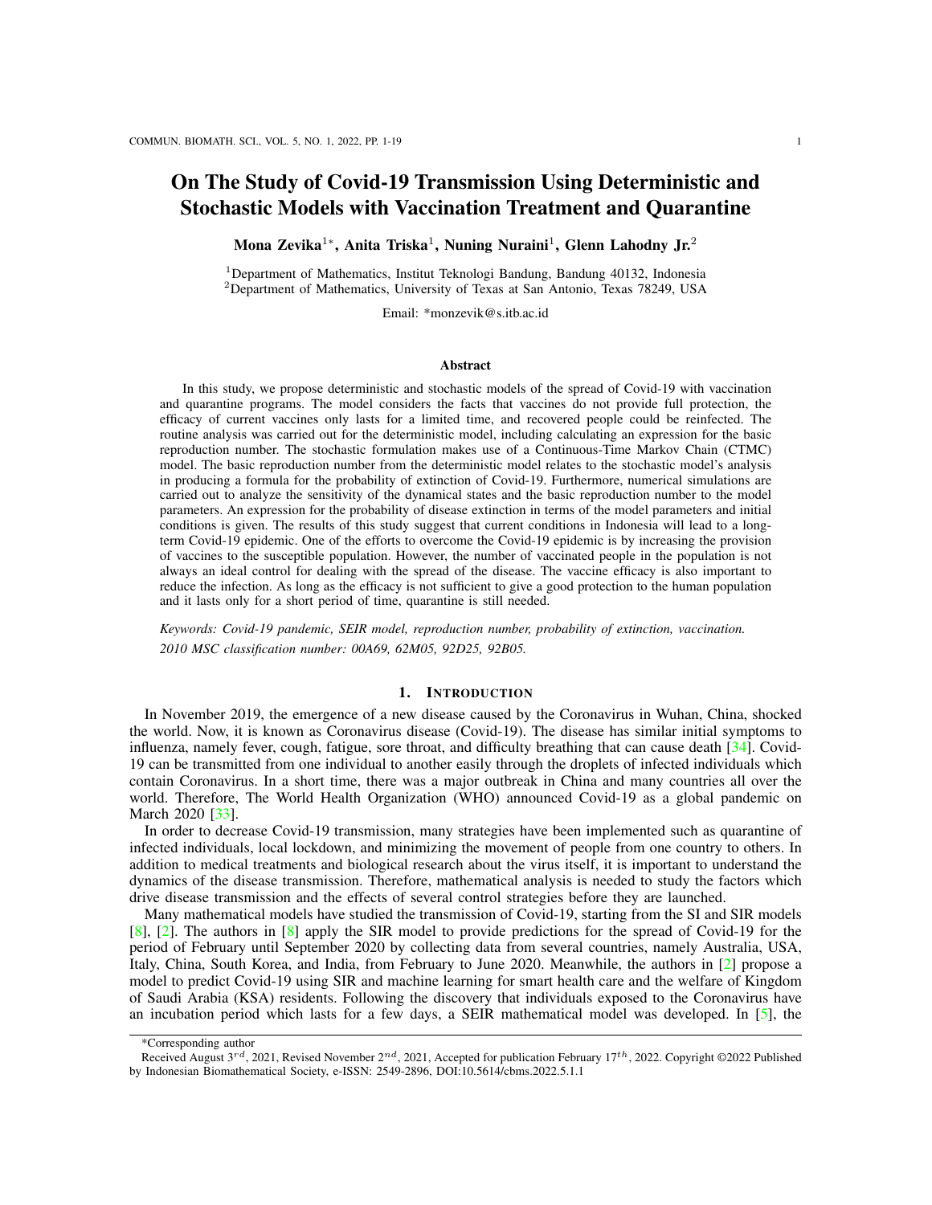# On The Study of Covid-19 Transmission Using Deterministic and Stochastic Models with Vaccination Treatment and Quarantine

**Mona Zevika[1*], Anita Triska[1], Nuning Nuraini[1], Glenn Lahodny Jr.[2]**

[1]Department of Mathematics, Institut Teknologi Bandung, Bandung 40132, Indonesia
[2]Department of Mathematics, University of Texas at San Antonio, Texas 78249, USA

Email: *monzevik@s.itb.ac.id

### Abstract

In this study, we propose deterministic and stochastic models of the spread of Covid-19 with vaccination and quarantine programs. The model considers the facts that vaccines do not provide full protection, the efficacy of current vaccines only lasts for a limited time, and recovered people could be reinfected. The routine analysis was carried out for the deterministic model, including calculating an expression for the basic reproduction number. The stochastic formulation makes use of a Continuous-Time Markov Chain (CTMC) model. The basic reproduction number from the deterministic model relates to the stochastic model's analysis in producing a formula for the probability of extinction of Covid-19. Furthermore, numerical simulations are carried out to analyze the sensitivity of the dynamical states and the basic reproduction number to the model parameters. An expression for the probability of disease extinction in terms of the model parameters and initial conditions is given. The results of this study suggest that current conditions in Indonesia will lead to a long-term Covid-19 epidemic. One of the efforts to overcome the Covid-19 epidemic is by increasing the provision of vaccines to the susceptible population. However, the number of vaccinated people in the population is not always an ideal control for dealing with the spread of the disease. The vaccine efficacy is also important to reduce the infection. As long as the efficacy is not sufficient to give a good protection to the human population and it lasts only for a short period of time, quarantine is still needed.

*Keywords: Covid-19 pandemic, SEIR model, reproduction number, probability of extinction, vaccination.*

*2010 MSC classification number: 00A69, 62M05, 92D25, 92B05.*

## 1. Introduction

In November 2019, the emergence of a new disease caused by the Coronavirus in Wuhan, China, shocked the world. Now, it is known as Coronavirus disease (Covid-19). The disease has similar initial symptoms to influenza, namely fever, cough, fatigue, sore throat, and difficulty breathing that can cause death [34]. Covid-19 can be transmitted from one individual to another easily through the droplets of infected individuals which contain Coronavirus. In a short time, there was a major outbreak in China and many countries all over the world. Therefore, The World Health Organization (WHO) announced Covid-19 as a global pandemic on March 2020 [33].

In order to decrease Covid-19 transmission, many strategies have been implemented such as quarantine of infected individuals, local lockdown, and minimizing the movement of people from one country to others. In addition to medical treatments and biological research about the virus itself, it is important to understand the dynamics of the disease transmission. Therefore, mathematical analysis is needed to study the factors which drive disease transmission and the effects of several control strategies before they are launched.

Many mathematical models have studied the transmission of Covid-19, starting from the SI and SIR models [8], [2]. The authors in [8] apply the SIR model to provide predictions for the spread of Covid-19 for the period of February until September 2020 by collecting data from several countries, namely Australia, USA, Italy, China, South Korea, and India, from February to June 2020. Meanwhile, the authors in [2] propose a model to predict Covid-19 using SIR and machine learning for smart health care and the welfare of Kingdom of Saudi Arabia (KSA) residents. Following the discovery that individuals exposed to the Coronavirus have an incubation period which lasts for a few days, a SEIR mathematical model was developed. In [5], the

---

*Corresponding author

Received August $3^{rd}$, 2021, Revised November $2^{nd}$, 2021, Accepted for publication February $17^{th}$, 2022. Copyright ©2022 Published by Indonesian Biomathematical Society, e-ISSN: 2549-2896, DOI:10.5614/cbms.2022.5.1.1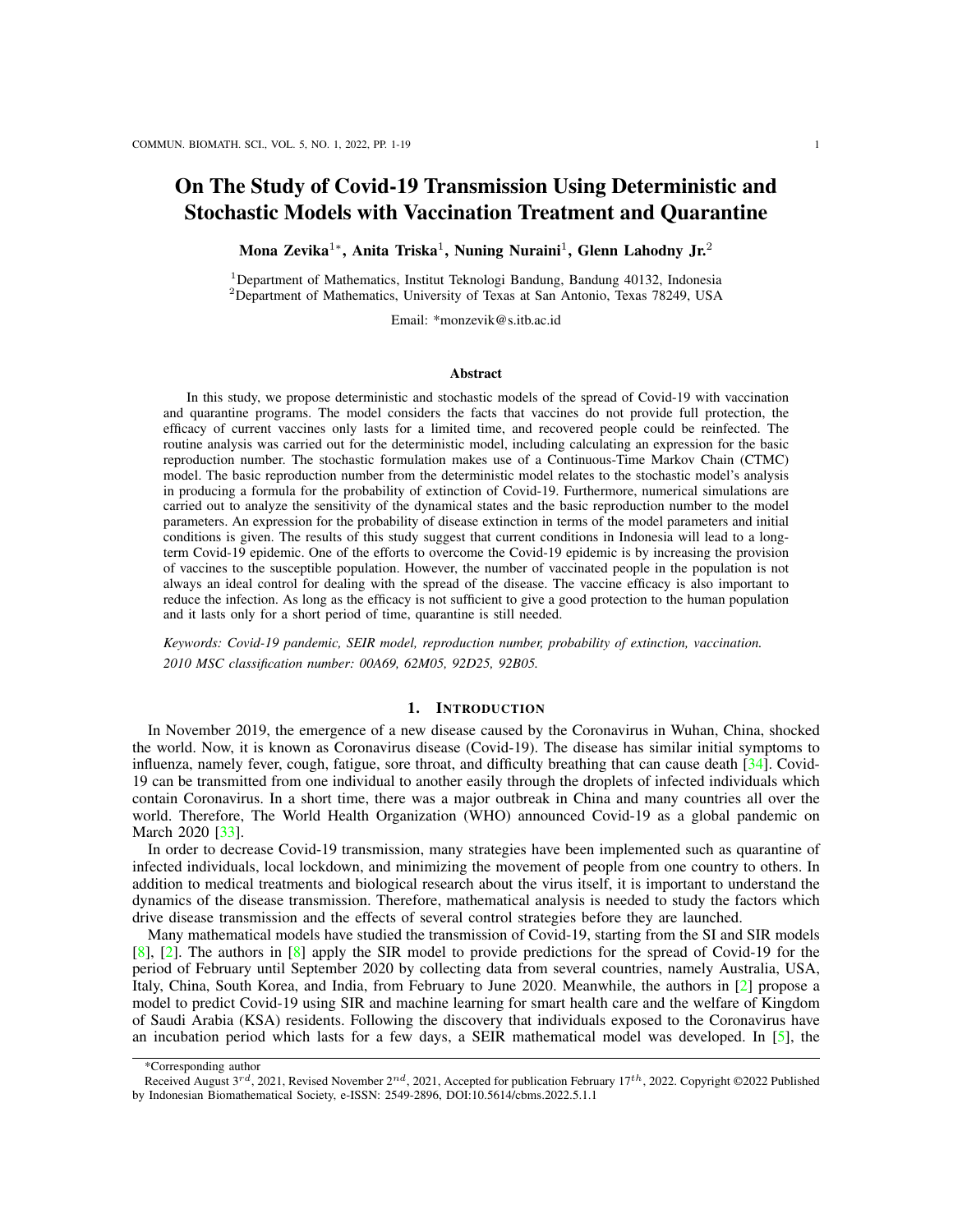# On The Study of Covid-19 Transmission Using Deterministic and Stochastic Models with Vaccination Treatment and Quarantine

**Mona Zevika**[1*], **Anita Triska**[1], **Nuning Nuraini**[1], **Glenn Lahodny Jr.**[2]

[1]Department of Mathematics, Institut Teknologi Bandung, Bandung 40132, Indonesia
[2]Department of Mathematics, University of Texas at San Antonio, Texas 78249, USA

Email: *monzevik@s.itb.ac.id

### Abstract

In this study, we propose deterministic and stochastic models of the spread of Covid-19 with vaccination and quarantine programs. The model considers the facts that vaccines do not provide full protection, the efficacy of current vaccines only lasts for a limited time, and recovered people could be reinfected. The routine analysis was carried out for the deterministic model, including calculating an expression for the basic reproduction number. The stochastic formulation makes use of a Continuous-Time Markov Chain (CTMC) model. The basic reproduction number from the deterministic model relates to the stochastic model's analysis in producing a formula for the probability of extinction of Covid-19. Furthermore, numerical simulations are carried out to analyze the sensitivity of the dynamical states and the basic reproduction number to the model parameters. An expression for the probability of disease extinction in terms of the model parameters and initial conditions is given. The results of this study suggest that current conditions in Indonesia will lead to a long-term Covid-19 epidemic. One of the efforts to overcome the Covid-19 epidemic is by increasing the provision of vaccines to the susceptible population. However, the number of vaccinated people in the population is not always an ideal control for dealing with the spread of the disease. The vaccine efficacy is also important to reduce the infection. As long as the efficacy is not sufficient to give a good protection to the human population and it lasts only for a short period of time, quarantine is still needed.

*Keywords: Covid-19 pandemic, SEIR model, reproduction number, probability of extinction, vaccination.*

*2010 MSC classification number: 00A69, 62M05, 92D25, 92B05.*

## 1. Introduction

In November 2019, the emergence of a new disease caused by the Coronavirus in Wuhan, China, shocked the world. Now, it is known as Coronavirus disease (Covid-19). The disease has similar initial symptoms to influenza, namely fever, cough, fatigue, sore throat, and difficulty breathing that can cause death [34]. Covid-19 can be transmitted from one individual to another easily through the droplets of infected individuals which contain Coronavirus. In a short time, there was a major outbreak in China and many countries all over the world. Therefore, The World Health Organization (WHO) announced Covid-19 as a global pandemic on March 2020 [33].

In order to decrease Covid-19 transmission, many strategies have been implemented such as quarantine of infected individuals, local lockdown, and minimizing the movement of people from one country to others. In addition to medical treatments and biological research about the virus itself, it is important to understand the dynamics of the disease transmission. Therefore, mathematical analysis is needed to study the factors which drive disease transmission and the effects of several control strategies before they are launched.

Many mathematical models have studied the transmission of Covid-19, starting from the SI and SIR models [8], [2]. The authors in [8] apply the SIR model to provide predictions for the spread of Covid-19 for the period of February until September 2020 by collecting data from several countries, namely Australia, USA, Italy, China, South Korea, and India, from February to June 2020. Meanwhile, the authors in [2] propose a model to predict Covid-19 using SIR and machine learning for smart health care and the welfare of Kingdom of Saudi Arabia (KSA) residents. Following the discovery that individuals exposed to the Coronavirus have an incubation period which lasts for a few days, a SEIR mathematical model was developed. In [5], the

*Corresponding author

Received August 3[rd], 2021, Revised November 2[nd], 2021, Accepted for publication February 17[th], 2022. Copyright ©2022 Published by Indonesian Biomathematical Society, e-ISSN: 2549-2896, DOI:10.5614/cbms.2022.5.1.1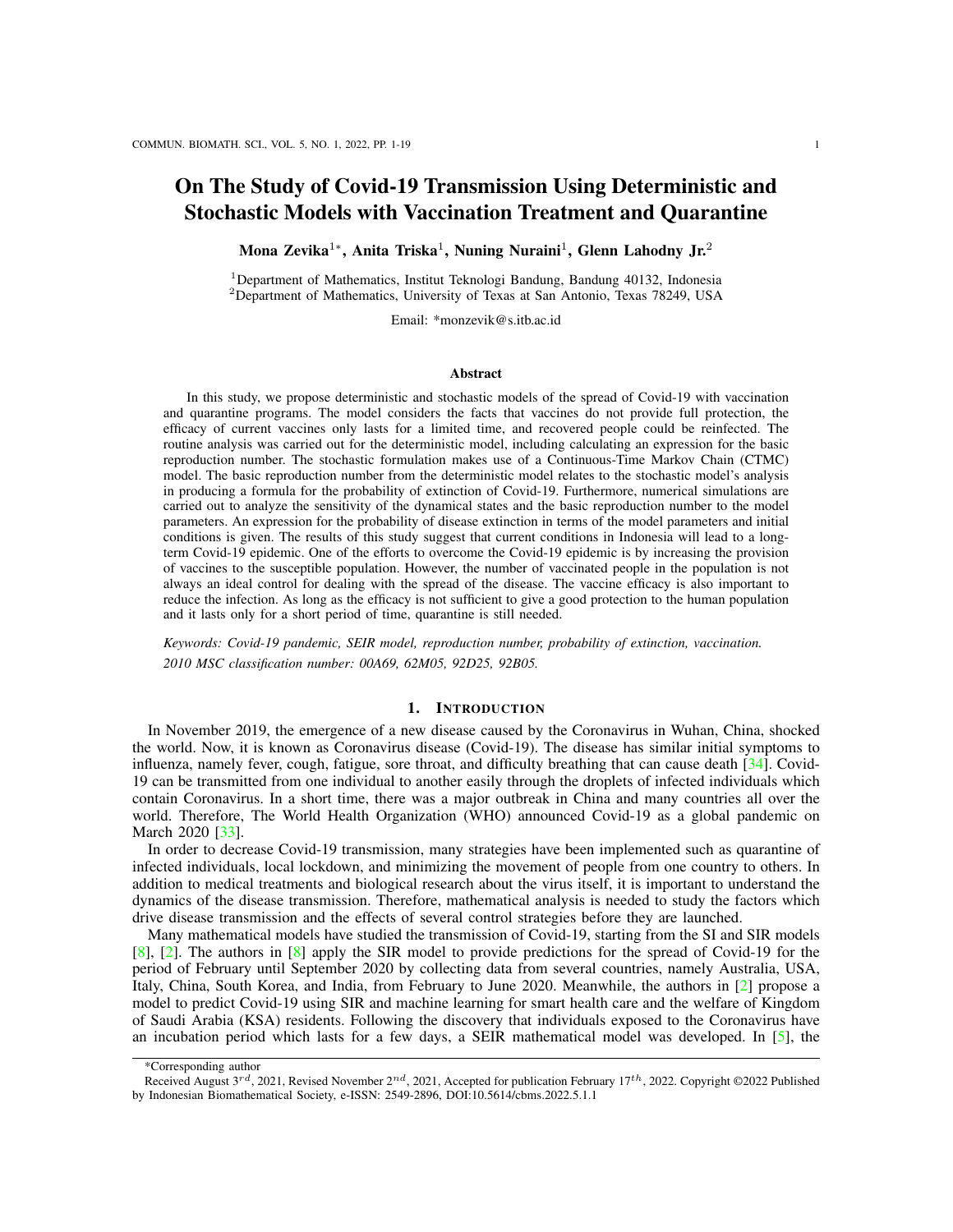# On The Study of Covid-19 Transmission Using Deterministic and Stochastic Models with Vaccination Treatment and Quarantine

**Mona Zevika[1*], Anita Triska[1], Nuning Nuraini[1], Glenn Lahodny Jr.[2]**

[1]Department of Mathematics, Institut Teknologi Bandung, Bandung 40132, Indonesia
[2]Department of Mathematics, University of Texas at San Antonio, Texas 78249, USA

Email: *monzevik@s.itb.ac.id

## Abstract

In this study, we propose deterministic and stochastic models of the spread of Covid-19 with vaccination and quarantine programs. The model considers the facts that vaccines do not provide full protection, the efficacy of current vaccines only lasts for a limited time, and recovered people could be reinfected. The routine analysis was carried out for the deterministic model, including calculating an expression for the basic reproduction number. The stochastic formulation makes use of a Continuous-Time Markov Chain (CTMC) model. The basic reproduction number from the deterministic model relates to the stochastic model's analysis in producing a formula for the probability of extinction of Covid-19. Furthermore, numerical simulations are carried out to analyze the sensitivity of the dynamical states and the basic reproduction number to the model parameters. An expression for the probability of disease extinction in terms of the model parameters and initial conditions is given. The results of this study suggest that current conditions in Indonesia will lead to a long-term Covid-19 epidemic. One of the efforts to overcome the Covid-19 epidemic is by increasing the provision of vaccines to the susceptible population. However, the number of vaccinated people in the population is not always an ideal control for dealing with the spread of the disease. The vaccine efficacy is also important to reduce the infection. As long as the efficacy is not sufficient to give a good protection to the human population and it lasts only for a short period of time, quarantine is still needed.

*Keywords: Covid-19 pandemic, SEIR model, reproduction number, probability of extinction, vaccination.*

*2010 MSC classification number: 00A69, 62M05, 92D25, 92B05.*

## 1. Introduction

In November 2019, the emergence of a new disease caused by the Coronavirus in Wuhan, China, shocked the world. Now, it is known as Coronavirus disease (Covid-19). The disease has similar initial symptoms to influenza, namely fever, cough, fatigue, sore throat, and difficulty breathing that can cause death [34]. Covid-19 can be transmitted from one individual to another easily through the droplets of infected individuals which contain Coronavirus. In a short time, there was a major outbreak in China and many countries all over the world. Therefore, The World Health Organization (WHO) announced Covid-19 as a global pandemic on March 2020 [33].

In order to decrease Covid-19 transmission, many strategies have been implemented such as quarantine of infected individuals, local lockdown, and minimizing the movement of people from one country to others. In addition to medical treatments and biological research about the virus itself, it is important to understand the dynamics of the disease transmission. Therefore, mathematical analysis is needed to study the factors which drive disease transmission and the effects of several control strategies before they are launched.

Many mathematical models have studied the transmission of Covid-19, starting from the SI and SIR models [8], [2]. The authors in [8] apply the SIR model to provide predictions for the spread of Covid-19 for the period of February until September 2020 by collecting data from several countries, namely Australia, USA, Italy, China, South Korea, and India, from February to June 2020. Meanwhile, the authors in [2] propose a model to predict Covid-19 using SIR and machine learning for smart health care and the welfare of Kingdom of Saudi Arabia (KSA) residents. Following the discovery that individuals exposed to the Coronavirus have an incubation period which lasts for a few days, a SEIR mathematical model was developed. In [5], the

---

*Corresponding author

Received August $3^{rd}$, 2021, Revised November $2^{nd}$, 2021, Accepted for publication February $17^{th}$, 2022. Copyright ©2022 Published by Indonesian Biomathematical Society, e-ISSN: 2549-2896, DOI:10.5614/cbms.2022.5.1.1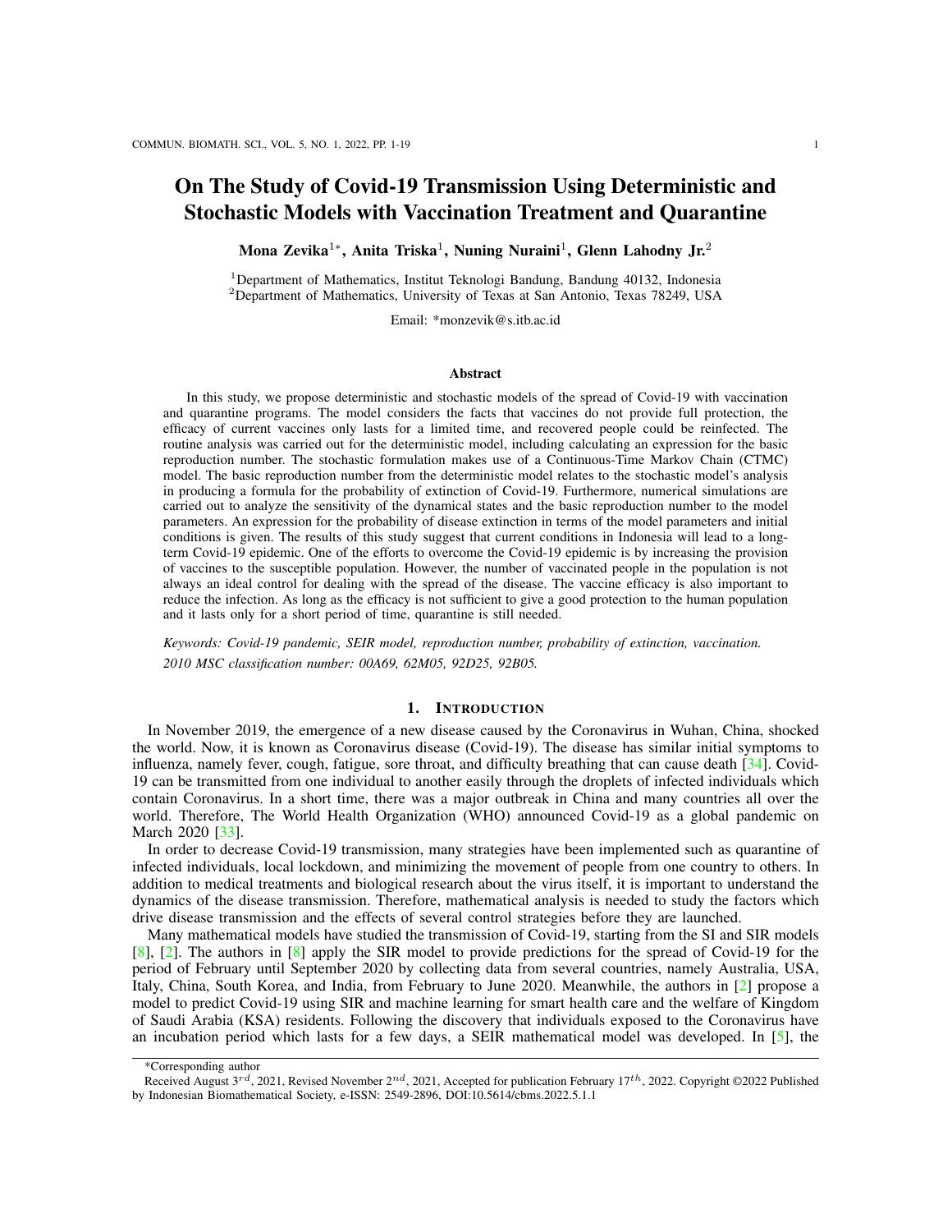# On The Study of Covid-19 Transmission Using Deterministic and Stochastic Models with Vaccination Treatment and Quarantine

**Mona Zevika[1*], Anita Triska[1], Nuning Nuraini[1], Glenn Lahodny Jr.[2]**

[1]Department of Mathematics, Institut Teknologi Bandung, Bandung 40132, Indonesia
[2]Department of Mathematics, University of Texas at San Antonio, Texas 78249, USA

Email: *monzevik@s.itb.ac.id

## Abstract

In this study, we propose deterministic and stochastic models of the spread of Covid-19 with vaccination and quarantine programs. The model considers the facts that vaccines do not provide full protection, the efficacy of current vaccines only lasts for a limited time, and recovered people could be reinfected. The routine analysis was carried out for the deterministic model, including calculating an expression for the basic reproduction number. The stochastic formulation makes use of a Continuous-Time Markov Chain (CTMC) model. The basic reproduction number from the deterministic model relates to the stochastic model's analysis in producing a formula for the probability of extinction of Covid-19. Furthermore, numerical simulations are carried out to analyze the sensitivity of the dynamical states and the basic reproduction number to the model parameters. An expression for the probability of disease extinction in terms of the model parameters and initial conditions is given. The results of this study suggest that current conditions in Indonesia will lead to a long-term Covid-19 epidemic. One of the efforts to overcome the Covid-19 epidemic is by increasing the provision of vaccines to the susceptible population. However, the number of vaccinated people in the population is not always an ideal control for dealing with the spread of the disease. The vaccine efficacy is also important to reduce the infection. As long as the efficacy is not sufficient to give a good protection to the human population and it lasts only for a short period of time, quarantine is still needed.

*Keywords: Covid-19 pandemic, SEIR model, reproduction number, probability of extinction, vaccination.*

*2010 MSC classification number: 00A69, 62M05, 92D25, 92B05.*

## 1. Introduction

In November 2019, the emergence of a new disease caused by the Coronavirus in Wuhan, China, shocked the world. Now, it is known as Coronavirus disease (Covid-19). The disease has similar initial symptoms to influenza, namely fever, cough, fatigue, sore throat, and difficulty breathing that can cause death [34]. Covid-19 can be transmitted from one individual to another easily through the droplets of infected individuals which contain Coronavirus. In a short time, there was a major outbreak in China and many countries all over the world. Therefore, The World Health Organization (WHO) announced Covid-19 as a global pandemic on March 2020 [33].

In order to decrease Covid-19 transmission, many strategies have been implemented such as quarantine of infected individuals, local lockdown, and minimizing the movement of people from one country to others. In addition to medical treatments and biological research about the virus itself, it is important to understand the dynamics of the disease transmission. Therefore, mathematical analysis is needed to study the factors which drive disease transmission and the effects of several control strategies before they are launched.

Many mathematical models have studied the transmission of Covid-19, starting from the SI and SIR models [8], [2]. The authors in [8] apply the SIR model to provide predictions for the spread of Covid-19 for the period of February until September 2020 by collecting data from several countries, namely Australia, USA, Italy, China, South Korea, and India, from February to June 2020. Meanwhile, the authors in [2] propose a model to predict Covid-19 using SIR and machine learning for smart health care and the welfare of Kingdom of Saudi Arabia (KSA) residents. Following the discovery that individuals exposed to the Coronavirus have an incubation period which lasts for a few days, a SEIR mathematical model was developed. In [5], the

*Corresponding author

Received August $3^{rd}$, 2021, Revised November $2^{nd}$, 2021, Accepted for publication February $17^{th}$, 2022. Copyright ©2022 Published by Indonesian Biomathematical Society, e-ISSN: 2549-2896, DOI:10.5614/cbms.2022.5.1.1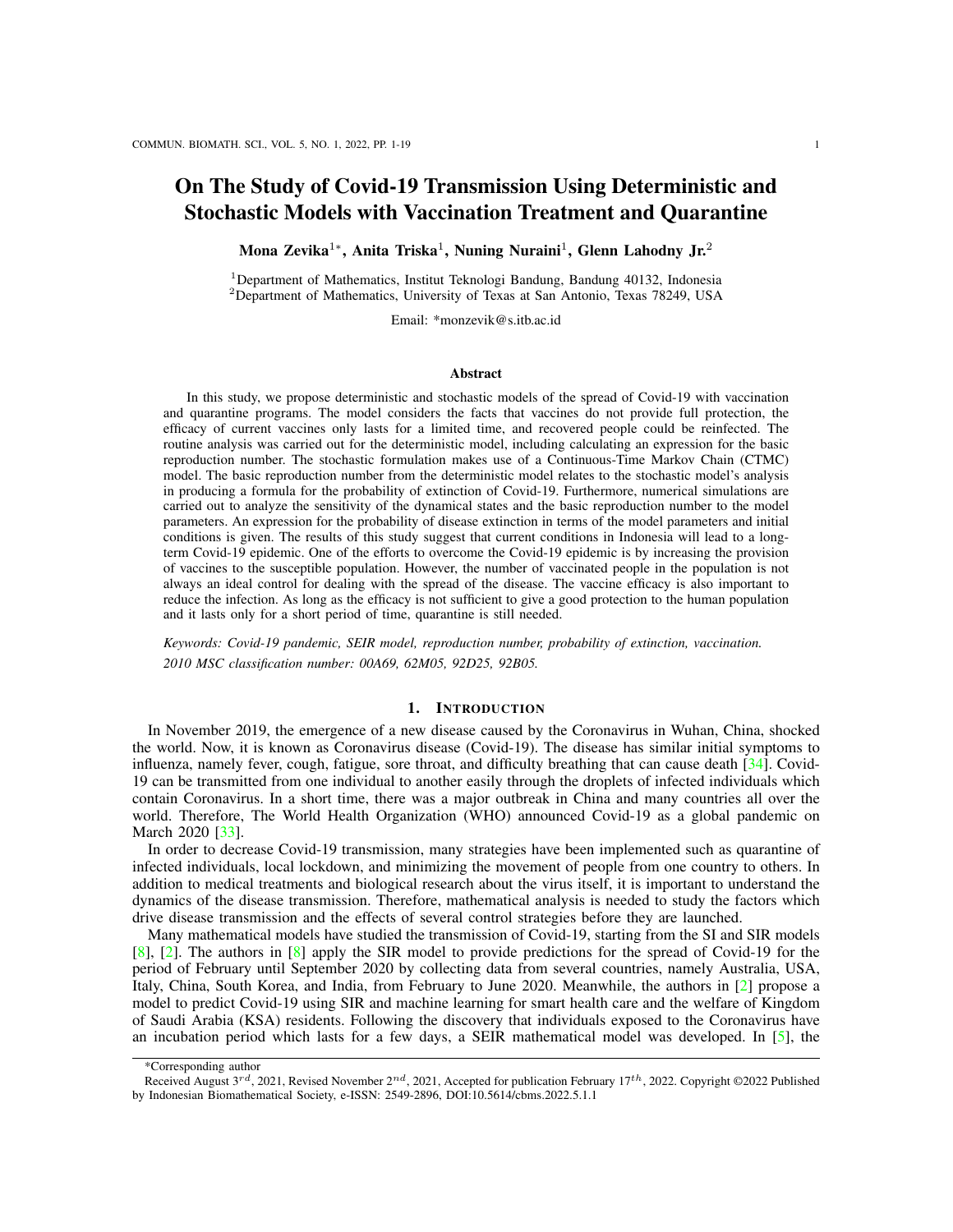# On The Study of Covid-19 Transmission Using Deterministic and Stochastic Models with Vaccination Treatment and Quarantine

**Mona Zevika**[1*], **Anita Triska**[1], **Nuning Nuraini**[1], **Glenn Lahodny Jr.**[2]

[1]Department of Mathematics, Institut Teknologi Bandung, Bandung 40132, Indonesia
[2]Department of Mathematics, University of Texas at San Antonio, Texas 78249, USA

Email: *monzevik@s.itb.ac.id

## Abstract

In this study, we propose deterministic and stochastic models of the spread of Covid-19 with vaccination and quarantine programs. The model considers the facts that vaccines do not provide full protection, the efficacy of current vaccines only lasts for a limited time, and recovered people could be reinfected. The routine analysis was carried out for the deterministic model, including calculating an expression for the basic reproduction number. The stochastic formulation makes use of a Continuous-Time Markov Chain (CTMC) model. The basic reproduction number from the deterministic model relates to the stochastic model's analysis in producing a formula for the probability of extinction of Covid-19. Furthermore, numerical simulations are carried out to analyze the sensitivity of the dynamical states and the basic reproduction number to the model parameters. An expression for the probability of disease extinction in terms of the model parameters and initial conditions is given. The results of this study suggest that current conditions in Indonesia will lead to a long-term Covid-19 epidemic. One of the efforts to overcome the Covid-19 epidemic is by increasing the provision of vaccines to the susceptible population. However, the number of vaccinated people in the population is not always an ideal control for dealing with the spread of the disease. The vaccine efficacy is also important to reduce the infection. As long as the efficacy is not sufficient to give a good protection to the human population and it lasts only for a short period of time, quarantine is still needed.

*Keywords: Covid-19 pandemic, SEIR model, reproduction number, probability of extinction, vaccination.*

*2010 MSC classification number: 00A69, 62M05, 92D25, 92B05.*

## 1. Introduction

In November 2019, the emergence of a new disease caused by the Coronavirus in Wuhan, China, shocked the world. Now, it is known as Coronavirus disease (Covid-19). The disease has similar initial symptoms to influenza, namely fever, cough, fatigue, sore throat, and difficulty breathing that can cause death [34]. Covid-19 can be transmitted from one individual to another easily through the droplets of infected individuals which contain Coronavirus. In a short time, there was a major outbreak in China and many countries all over the world. Therefore, The World Health Organization (WHO) announced Covid-19 as a global pandemic on March 2020 [33].

In order to decrease Covid-19 transmission, many strategies have been implemented such as quarantine of infected individuals, local lockdown, and minimizing the movement of people from one country to others. In addition to medical treatments and biological research about the virus itself, it is important to understand the dynamics of the disease transmission. Therefore, mathematical analysis is needed to study the factors which drive disease transmission and the effects of several control strategies before they are launched.

Many mathematical models have studied the transmission of Covid-19, starting from the SI and SIR models [8], [2]. The authors in [8] apply the SIR model to provide predictions for the spread of Covid-19 for the period of February until September 2020 by collecting data from several countries, namely Australia, USA, Italy, China, South Korea, and India, from February to June 2020. Meanwhile, the authors in [2] propose a model to predict Covid-19 using SIR and machine learning for smart health care and the welfare of Kingdom of Saudi Arabia (KSA) residents. Following the discovery that individuals exposed to the Coronavirus have an incubation period which lasts for a few days, a SEIR mathematical model was developed. In [5], the

*Corresponding author

Received August 3[rd], 2021, Revised November 2[nd], 2021, Accepted for publication February 17[th], 2022. Copyright ©2022 Published by Indonesian Biomathematical Society, e-ISSN: 2549-2896, DOI:10.5614/cbms.2022.5.1.1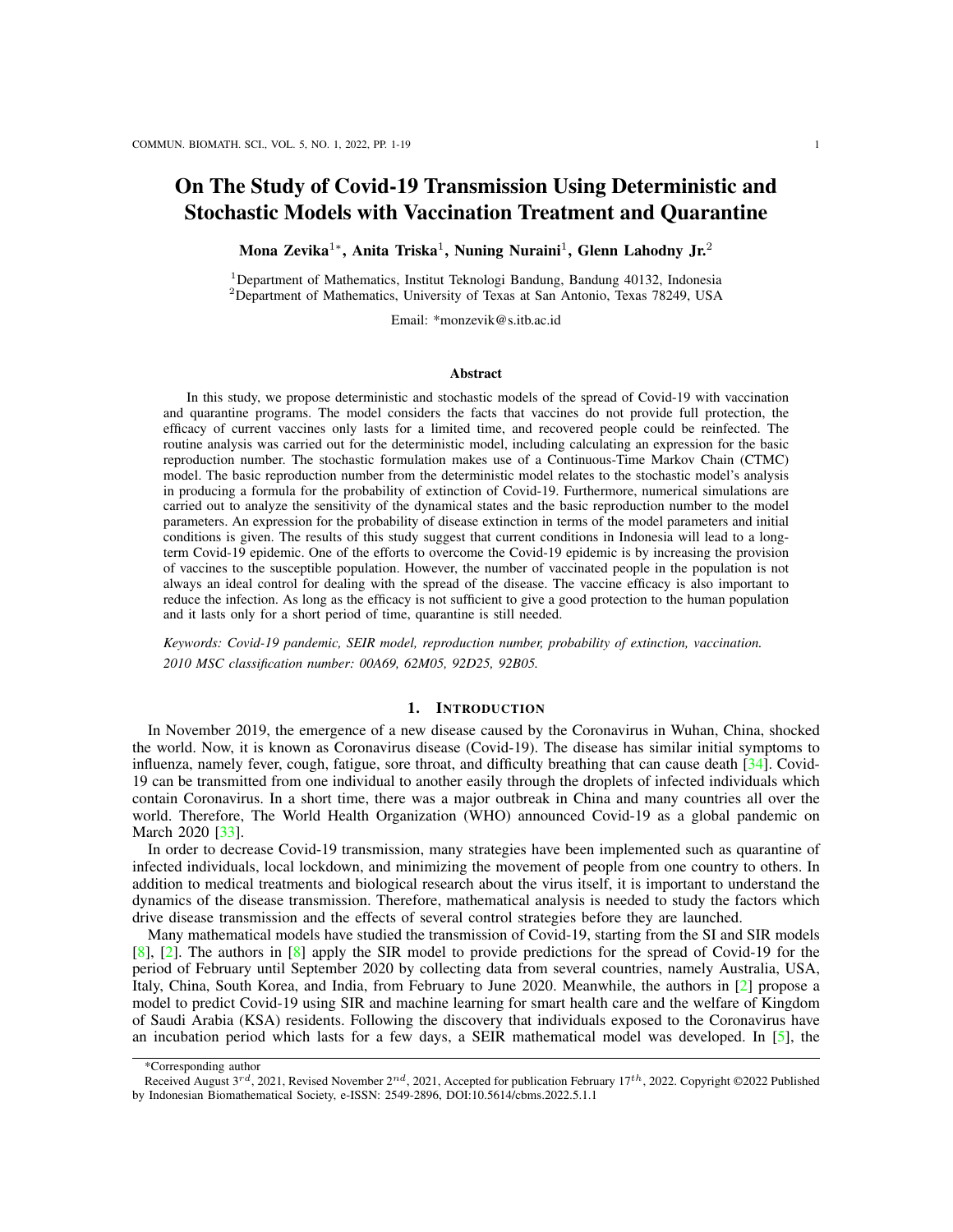# On The Study of Covid-19 Transmission Using Deterministic and Stochastic Models with Vaccination Treatment and Quarantine

**Mona Zevika[1*], Anita Triska[1], Nuning Nuraini[1], Glenn Lahodny Jr.[2]**

[1]Department of Mathematics, Institut Teknologi Bandung, Bandung 40132, Indonesia
[2]Department of Mathematics, University of Texas at San Antonio, Texas 78249, USA

Email: *monzevik@s.itb.ac.id

## Abstract

In this study, we propose deterministic and stochastic models of the spread of Covid-19 with vaccination and quarantine programs. The model considers the facts that vaccines do not provide full protection, the efficacy of current vaccines only lasts for a limited time, and recovered people could be reinfected. The routine analysis was carried out for the deterministic model, including calculating an expression for the basic reproduction number. The stochastic formulation makes use of a Continuous-Time Markov Chain (CTMC) model. The basic reproduction number from the deterministic model relates to the stochastic model's analysis in producing a formula for the probability of extinction of Covid-19. Furthermore, numerical simulations are carried out to analyze the sensitivity of the dynamical states and the basic reproduction number to the model parameters. An expression for the probability of disease extinction in terms of the model parameters and initial conditions is given. The results of this study suggest that current conditions in Indonesia will lead to a long-term Covid-19 epidemic. One of the efforts to overcome the Covid-19 epidemic is by increasing the provision of vaccines to the susceptible population. However, the number of vaccinated people in the population is not always an ideal control for dealing with the spread of the disease. The vaccine efficacy is also important to reduce the infection. As long as the efficacy is not sufficient to give a good protection to the human population and it lasts only for a short period of time, quarantine is still needed.

*Keywords: Covid-19 pandemic, SEIR model, reproduction number, probability of extinction, vaccination.*

*2010 MSC classification number: 00A69, 62M05, 92D25, 92B05.*

## 1. Introduction

In November 2019, the emergence of a new disease caused by the Coronavirus in Wuhan, China, shocked the world. Now, it is known as Coronavirus disease (Covid-19). The disease has similar initial symptoms to influenza, namely fever, cough, fatigue, sore throat, and difficulty breathing that can cause death [34]. Covid-19 can be transmitted from one individual to another easily through the droplets of infected individuals which contain Coronavirus. In a short time, there was a major outbreak in China and many countries all over the world. Therefore, The World Health Organization (WHO) announced Covid-19 as a global pandemic on March 2020 [33].

In order to decrease Covid-19 transmission, many strategies have been implemented such as quarantine of infected individuals, local lockdown, and minimizing the movement of people from one country to others. In addition to medical treatments and biological research about the virus itself, it is important to understand the dynamics of the disease transmission. Therefore, mathematical analysis is needed to study the factors which drive disease transmission and the effects of several control strategies before they are launched.

Many mathematical models have studied the transmission of Covid-19, starting from the SI and SIR models [8], [2]. The authors in [8] apply the SIR model to provide predictions for the spread of Covid-19 for the period of February until September 2020 by collecting data from several countries, namely Australia, USA, Italy, China, South Korea, and India, from February to June 2020. Meanwhile, the authors in [2] propose a model to predict Covid-19 using SIR and machine learning for smart health care and the welfare of Kingdom of Saudi Arabia (KSA) residents. Following the discovery that individuals exposed to the Coronavirus have an incubation period which lasts for a few days, a SEIR mathematical model was developed. In [5], the

*Corresponding author

Received August 3rd, 2021, Revised November 2nd, 2021, Accepted for publication February 17th, 2022. Copyright ©2022 Published by Indonesian Biomathematical Society, e-ISSN: 2549-2896, DOI:10.5614/cbms.2022.5.1.1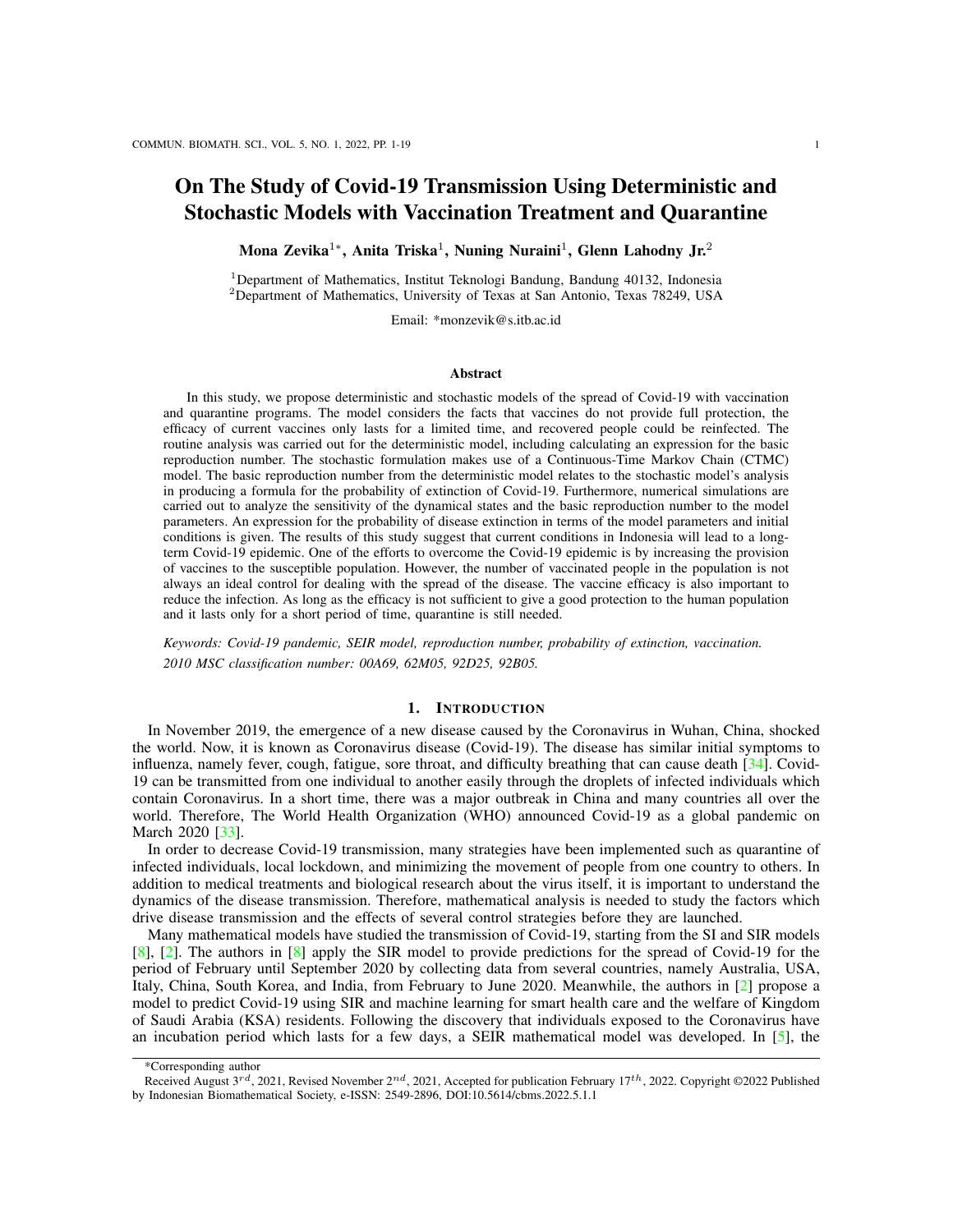# On The Study of Covid-19 Transmission Using Deterministic and Stochastic Models with Vaccination Treatment and Quarantine

**Mona Zevika[1*], Anita Triska[1], Nuning Nuraini[1], Glenn Lahodny Jr.[2]**

[1]Department of Mathematics, Institut Teknologi Bandung, Bandung 40132, Indonesia
[2]Department of Mathematics, University of Texas at San Antonio, Texas 78249, USA

Email: *monzevik@s.itb.ac.id

### Abstract

In this study, we propose deterministic and stochastic models of the spread of Covid-19 with vaccination and quarantine programs. The model considers the facts that vaccines do not provide full protection, the efficacy of current vaccines only lasts for a limited time, and recovered people could be reinfected. The routine analysis was carried out for the deterministic model, including calculating an expression for the basic reproduction number. The stochastic formulation makes use of a Continuous-Time Markov Chain (CTMC) model. The basic reproduction number from the deterministic model relates to the stochastic model's analysis in producing a formula for the probability of extinction of Covid-19. Furthermore, numerical simulations are carried out to analyze the sensitivity of the dynamical states and the basic reproduction number to the model parameters. An expression for the probability of disease extinction in terms of the model parameters and initial conditions is given. The results of this study suggest that current conditions in Indonesia will lead to a long-term Covid-19 epidemic. One of the efforts to overcome the Covid-19 epidemic is by increasing the provision of vaccines to the susceptible population. However, the number of vaccinated people in the population is not always an ideal control for dealing with the spread of the disease. The vaccine efficacy is also important to reduce the infection. As long as the efficacy is not sufficient to give a good protection to the human population and it lasts only for a short period of time, quarantine is still needed.

*Keywords: Covid-19 pandemic, SEIR model, reproduction number, probability of extinction, vaccination.*

*2010 MSC classification number: 00A69, 62M05, 92D25, 92B05.*

## 1. Introduction

In November 2019, the emergence of a new disease caused by the Coronavirus in Wuhan, China, shocked the world. Now, it is known as Coronavirus disease (Covid-19). The disease has similar initial symptoms to influenza, namely fever, cough, fatigue, sore throat, and difficulty breathing that can cause death [34]. Covid-19 can be transmitted from one individual to another easily through the droplets of infected individuals which contain Coronavirus. In a short time, there was a major outbreak in China and many countries all over the world. Therefore, The World Health Organization (WHO) announced Covid-19 as a global pandemic on March 2020 [33].

In order to decrease Covid-19 transmission, many strategies have been implemented such as quarantine of infected individuals, local lockdown, and minimizing the movement of people from one country to others. In addition to medical treatments and biological research about the virus itself, it is important to understand the dynamics of the disease transmission. Therefore, mathematical analysis is needed to study the factors which drive disease transmission and the effects of several control strategies before they are launched.

Many mathematical models have studied the transmission of Covid-19, starting from the SI and SIR models [8], [2]. The authors in [8] apply the SIR model to provide predictions for the spread of Covid-19 for the period of February until September 2020 by collecting data from several countries, namely Australia, USA, Italy, China, South Korea, and India, from February to June 2020. Meanwhile, the authors in [2] propose a model to predict Covid-19 using SIR and machine learning for smart health care and the welfare of Kingdom of Saudi Arabia (KSA) residents. Following the discovery that individuals exposed to the Coronavirus have an incubation period which lasts for a few days, a SEIR mathematical model was developed. In [5], the

*Corresponding author

Received August 3[rd], 2021, Revised November 2[nd], 2021, Accepted for publication February 17[th], 2022. Copyright ©2022 Published by Indonesian Biomathematical Society, e-ISSN: 2549-2896, DOI:10.5614/cbms.2022.5.1.1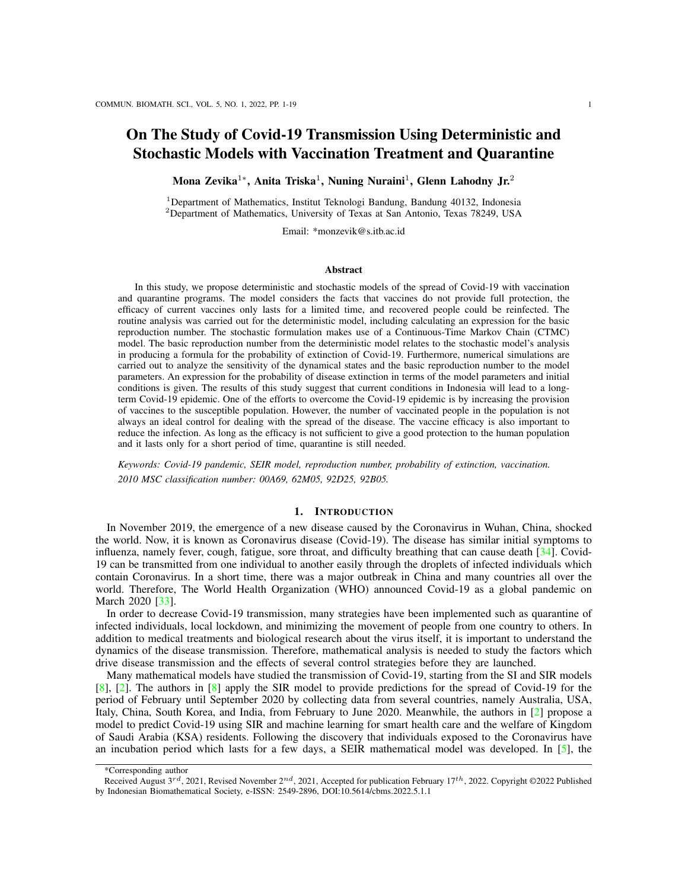# On The Study of Covid-19 Transmission Using Deterministic and Stochastic Models with Vaccination Treatment and Quarantine

**Mona Zevika[1*], Anita Triska[1], Nuning Nuraini[1], Glenn Lahodny Jr.[2]**

[1]Department of Mathematics, Institut Teknologi Bandung, Bandung 40132, Indonesia
[2]Department of Mathematics, University of Texas at San Antonio, Texas 78249, USA

Email: *monzevik@s.itb.ac.id

## Abstract

In this study, we propose deterministic and stochastic models of the spread of Covid-19 with vaccination and quarantine programs. The model considers the facts that vaccines do not provide full protection, the efficacy of current vaccines only lasts for a limited time, and recovered people could be reinfected. The routine analysis was carried out for the deterministic model, including calculating an expression for the basic reproduction number. The stochastic formulation makes use of a Continuous-Time Markov Chain (CTMC) model. The basic reproduction number from the deterministic model relates to the stochastic model's analysis in producing a formula for the probability of extinction of Covid-19. Furthermore, numerical simulations are carried out to analyze the sensitivity of the dynamical states and the basic reproduction number to the model parameters. An expression for the probability of disease extinction in terms of the model parameters and initial conditions is given. The results of this study suggest that current conditions in Indonesia will lead to a long-term Covid-19 epidemic. One of the efforts to overcome the Covid-19 epidemic is by increasing the provision of vaccines to the susceptible population. However, the number of vaccinated people in the population is not always an ideal control for dealing with the spread of the disease. The vaccine efficacy is also important to reduce the infection. As long as the efficacy is not sufficient to give a good protection to the human population and it lasts only for a short period of time, quarantine is still needed.

*Keywords: Covid-19 pandemic, SEIR model, reproduction number, probability of extinction, vaccination.*

*2010 MSC classification number: 00A69, 62M05, 92D25, 92B05.*

## 1. Introduction

In November 2019, the emergence of a new disease caused by the Coronavirus in Wuhan, China, shocked the world. Now, it is known as Coronavirus disease (Covid-19). The disease has similar initial symptoms to influenza, namely fever, cough, fatigue, sore throat, and difficulty breathing that can cause death [34]. Covid-19 can be transmitted from one individual to another easily through the droplets of infected individuals which contain Coronavirus. In a short time, there was a major outbreak in China and many countries all over the world. Therefore, The World Health Organization (WHO) announced Covid-19 as a global pandemic on March 2020 [33].

In order to decrease Covid-19 transmission, many strategies have been implemented such as quarantine of infected individuals, local lockdown, and minimizing the movement of people from one country to others. In addition to medical treatments and biological research about the virus itself, it is important to understand the dynamics of the disease transmission. Therefore, mathematical analysis is needed to study the factors which drive disease transmission and the effects of several control strategies before they are launched.

Many mathematical models have studied the transmission of Covid-19, starting from the SI and SIR models [8], [2]. The authors in [8] apply the SIR model to provide predictions for the spread of Covid-19 for the period of February until September 2020 by collecting data from several countries, namely Australia, USA, Italy, China, South Korea, and India, from February to June 2020. Meanwhile, the authors in [2] propose a model to predict Covid-19 using SIR and machine learning for smart health care and the welfare of Kingdom of Saudi Arabia (KSA) residents. Following the discovery that individuals exposed to the Coronavirus have an incubation period which lasts for a few days, a SEIR mathematical model was developed. In [5], the

---

*Corresponding author

Received August $3^{rd}$, 2021, Revised November $2^{nd}$, 2021, Accepted for publication February $17^{th}$, 2022. Copyright ©2022 Published by Indonesian Biomathematical Society, e-ISSN: 2549-2896, DOI:10.5614/cbms.2022.5.1.1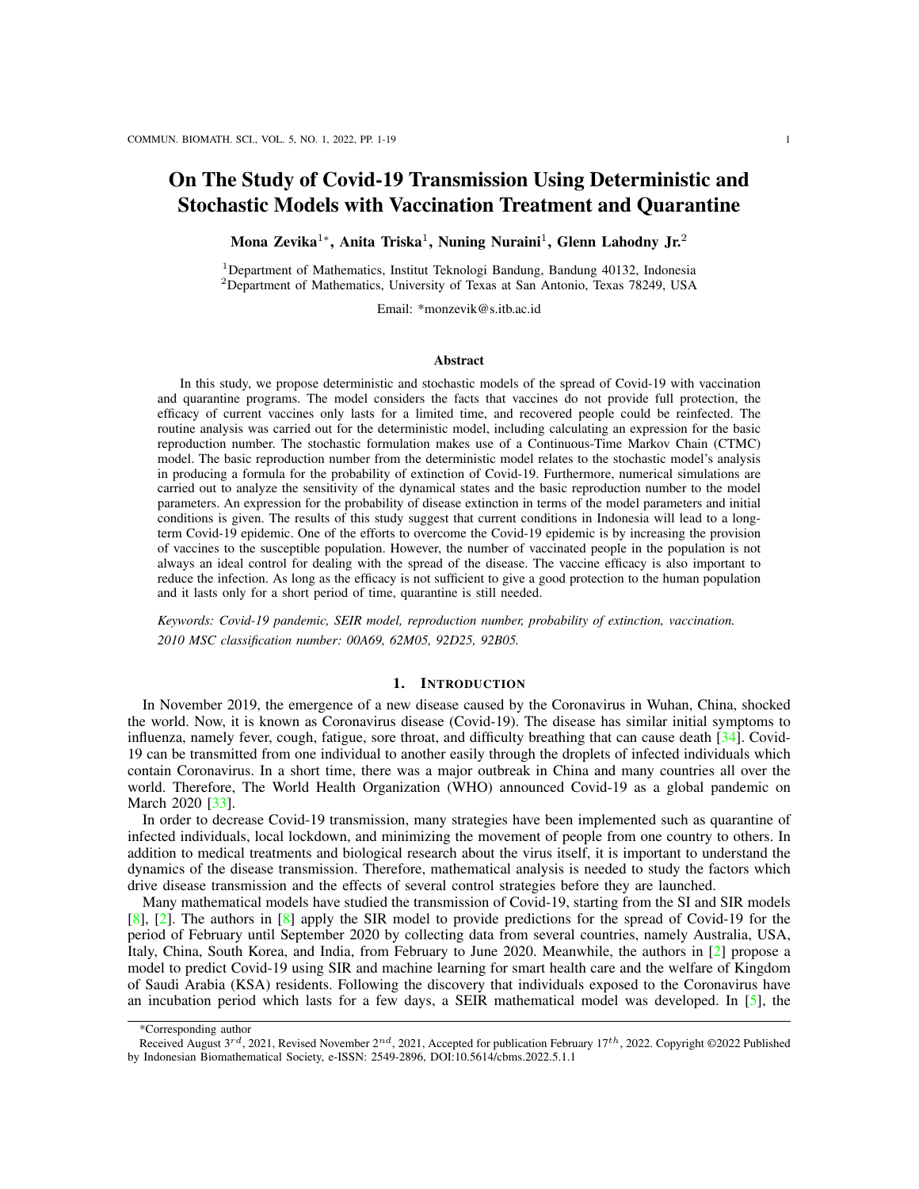# On The Study of Covid-19 Transmission Using Deterministic and Stochastic Models with Vaccination Treatment and Quarantine

**Mona Zevika[1*], Anita Triska[1], Nuning Nuraini[1], Glenn Lahodny Jr.[2]**

[1]Department of Mathematics, Institut Teknologi Bandung, Bandung 40132, Indonesia
[2]Department of Mathematics, University of Texas at San Antonio, Texas 78249, USA

Email: *monzevik@s.itb.ac.id

## Abstract

In this study, we propose deterministic and stochastic models of the spread of Covid-19 with vaccination and quarantine programs. The model considers the facts that vaccines do not provide full protection, the efficacy of current vaccines only lasts for a limited time, and recovered people could be reinfected. The routine analysis was carried out for the deterministic model, including calculating an expression for the basic reproduction number. The stochastic formulation makes use of a Continuous-Time Markov Chain (CTMC) model. The basic reproduction number from the deterministic model relates to the stochastic model's analysis in producing a formula for the probability of extinction of Covid-19. Furthermore, numerical simulations are carried out to analyze the sensitivity of the dynamical states and the basic reproduction number to the model parameters. An expression for the probability of disease extinction in terms of the model parameters and initial conditions is given. The results of this study suggest that current conditions in Indonesia will lead to a long-term Covid-19 epidemic. One of the efforts to overcome the Covid-19 epidemic is by increasing the provision of vaccines to the susceptible population. However, the number of vaccinated people in the population is not always an ideal control for dealing with the spread of the disease. The vaccine efficacy is also important to reduce the infection. As long as the efficacy is not sufficient to give a good protection to the human population and it lasts only for a short period of time, quarantine is still needed.

*Keywords: Covid-19 pandemic, SEIR model, reproduction number, probability of extinction, vaccination.*

*2010 MSC classification number: 00A69, 62M05, 92D25, 92B05.*

## 1. Introduction

In November 2019, the emergence of a new disease caused by the Coronavirus in Wuhan, China, shocked the world. Now, it is known as Coronavirus disease (Covid-19). The disease has similar initial symptoms to influenza, namely fever, cough, fatigue, sore throat, and difficulty breathing that can cause death [34]. Covid-19 can be transmitted from one individual to another easily through the droplets of infected individuals which contain Coronavirus. In a short time, there was a major outbreak in China and many countries all over the world. Therefore, The World Health Organization (WHO) announced Covid-19 as a global pandemic on March 2020 [33].

In order to decrease Covid-19 transmission, many strategies have been implemented such as quarantine of infected individuals, local lockdown, and minimizing the movement of people from one country to others. In addition to medical treatments and biological research about the virus itself, it is important to understand the dynamics of the disease transmission. Therefore, mathematical analysis is needed to study the factors which drive disease transmission and the effects of several control strategies before they are launched.

Many mathematical models have studied the transmission of Covid-19, starting from the SI and SIR models [8], [2]. The authors in [8] apply the SIR model to provide predictions for the spread of Covid-19 for the period of February until September 2020 by collecting data from several countries, namely Australia, USA, Italy, China, South Korea, and India, from February to June 2020. Meanwhile, the authors in [2] propose a model to predict Covid-19 using SIR and machine learning for smart health care and the welfare of Kingdom of Saudi Arabia (KSA) residents. Following the discovery that individuals exposed to the Coronavirus have an incubation period which lasts for a few days, a SEIR mathematical model was developed. In [5], the

*Corresponding author

Received August 3rd, 2021, Revised November 2nd, 2021, Accepted for publication February 17th, 2022. Copyright ©2022 Published by Indonesian Biomathematical Society, e-ISSN: 2549-2896, DOI:10.5614/cbms.2022.5.1.1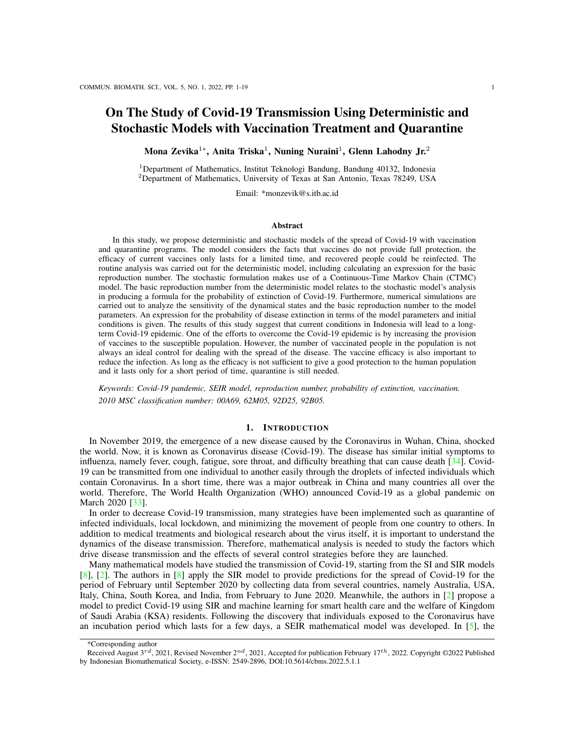# On The Study of Covid-19 Transmission Using Deterministic and Stochastic Models with Vaccination Treatment and Quarantine

**Mona Zevika[1*], Anita Triska[1], Nuning Nuraini[1], Glenn Lahodny Jr.[2]**

[1]Department of Mathematics, Institut Teknologi Bandung, Bandung 40132, Indonesia
[2]Department of Mathematics, University of Texas at San Antonio, Texas 78249, USA

Email: *monzevik@s.itb.ac.id

### Abstract

In this study, we propose deterministic and stochastic models of the spread of Covid-19 with vaccination and quarantine programs. The model considers the facts that vaccines do not provide full protection, the efficacy of current vaccines only lasts for a limited time, and recovered people could be reinfected. The routine analysis was carried out for the deterministic model, including calculating an expression for the basic reproduction number. The stochastic formulation makes use of a Continuous-Time Markov Chain (CTMC) model. The basic reproduction number from the deterministic model relates to the stochastic model's analysis in producing a formula for the probability of extinction of Covid-19. Furthermore, numerical simulations are carried out to analyze the sensitivity of the dynamical states and the basic reproduction number to the model parameters. An expression for the probability of disease extinction in terms of the model parameters and initial conditions is given. The results of this study suggest that current conditions in Indonesia will lead to a long-term Covid-19 epidemic. One of the efforts to overcome the Covid-19 epidemic is by increasing the provision of vaccines to the susceptible population. However, the number of vaccinated people in the population is not always an ideal control for dealing with the spread of the disease. The vaccine efficacy is also important to reduce the infection. As long as the efficacy is not sufficient to give a good protection to the human population and it lasts only for a short period of time, quarantine is still needed.

*Keywords: Covid-19 pandemic, SEIR model, reproduction number, probability of extinction, vaccination.*

*2010 MSC classification number: 00A69, 62M05, 92D25, 92B05.*

## 1. Introduction

In November 2019, the emergence of a new disease caused by the Coronavirus in Wuhan, China, shocked the world. Now, it is known as Coronavirus disease (Covid-19). The disease has similar initial symptoms to influenza, namely fever, cough, fatigue, sore throat, and difficulty breathing that can cause death [34]. Covid-19 can be transmitted from one individual to another easily through the droplets of infected individuals which contain Coronavirus. In a short time, there was a major outbreak in China and many countries all over the world. Therefore, The World Health Organization (WHO) announced Covid-19 as a global pandemic on March 2020 [33].

In order to decrease Covid-19 transmission, many strategies have been implemented such as quarantine of infected individuals, local lockdown, and minimizing the movement of people from one country to others. In addition to medical treatments and biological research about the virus itself, it is important to understand the dynamics of the disease transmission. Therefore, mathematical analysis is needed to study the factors which drive disease transmission and the effects of several control strategies before they are launched.

Many mathematical models have studied the transmission of Covid-19, starting from the SI and SIR models [8], [2]. The authors in [8] apply the SIR model to provide predictions for the spread of Covid-19 for the period of February until September 2020 by collecting data from several countries, namely Australia, USA, Italy, China, South Korea, and India, from February to June 2020. Meanwhile, the authors in [2] propose a model to predict Covid-19 using SIR and machine learning for smart health care and the welfare of Kingdom of Saudi Arabia (KSA) residents. Following the discovery that individuals exposed to the Coronavirus have an incubation period which lasts for a few days, a SEIR mathematical model was developed. In [5], the

---

*Corresponding author

Received August 3[rd], 2021, Revised November 2[nd], 2021, Accepted for publication February 17[th], 2022. Copyright ©2022 Published by Indonesian Biomathematical Society, e-ISSN: 2549-2896, DOI:10.5614/cbms.2022.5.1.1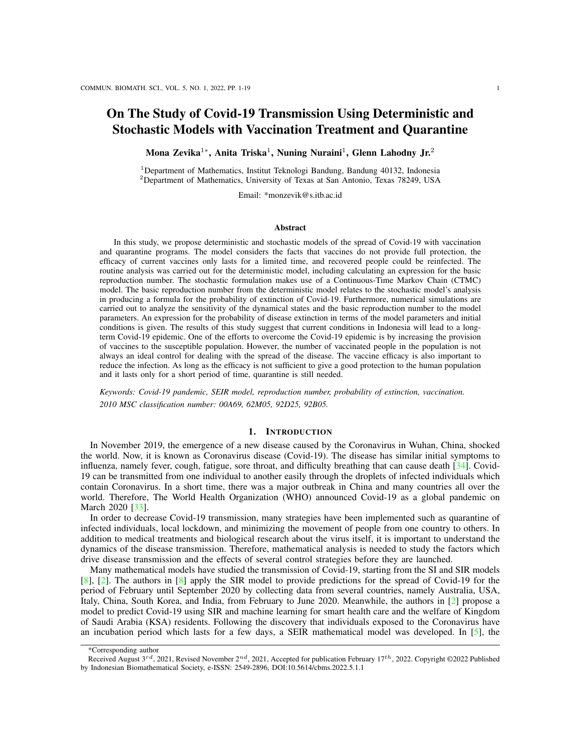# On The Study of Covid-19 Transmission Using Deterministic and Stochastic Models with Vaccination Treatment and Quarantine

**Mona Zevika**[1*], **Anita Triska**[1], **Nuning Nuraini**[1], **Glenn Lahodny Jr.**[2]

[1]Department of Mathematics, Institut Teknologi Bandung, Bandung 40132, Indonesia
[2]Department of Mathematics, University of Texas at San Antonio, Texas 78249, USA

Email: *monzevik@s.itb.ac.id

### Abstract

In this study, we propose deterministic and stochastic models of the spread of Covid-19 with vaccination and quarantine programs. The model considers the facts that vaccines do not provide full protection, the efficacy of current vaccines only lasts for a limited time, and recovered people could be reinfected. The routine analysis was carried out for the deterministic model, including calculating an expression for the basic reproduction number. The stochastic formulation makes use of a Continuous-Time Markov Chain (CTMC) model. The basic reproduction number from the deterministic model relates to the stochastic model's analysis in producing a formula for the probability of extinction of Covid-19. Furthermore, numerical simulations are carried out to analyze the sensitivity of the dynamical states and the basic reproduction number to the model parameters. An expression for the probability of disease extinction in terms of the model parameters and initial conditions is given. The results of this study suggest that current conditions in Indonesia will lead to a long-term Covid-19 epidemic. One of the efforts to overcome the Covid-19 epidemic is by increasing the provision of vaccines to the susceptible population. However, the number of vaccinated people in the population is not always an ideal control for dealing with the spread of the disease. The vaccine efficacy is also important to reduce the infection. As long as the efficacy is not sufficient to give a good protection to the human population and it lasts only for a short period of time, quarantine is still needed.

*Keywords: Covid-19 pandemic, SEIR model, reproduction number, probability of extinction, vaccination.*

*2010 MSC classification number: 00A69, 62M05, 92D25, 92B05.*

## 1. Introduction

In November 2019, the emergence of a new disease caused by the Coronavirus in Wuhan, China, shocked the world. Now, it is known as Coronavirus disease (Covid-19). The disease has similar initial symptoms to influenza, namely fever, cough, fatigue, sore throat, and difficulty breathing that can cause death [34]. Covid-19 can be transmitted from one individual to another easily through the droplets of infected individuals which contain Coronavirus. In a short time, there was a major outbreak in China and many countries all over the world. Therefore, The World Health Organization (WHO) announced Covid-19 as a global pandemic on March 2020 [33].

In order to decrease Covid-19 transmission, many strategies have been implemented such as quarantine of infected individuals, local lockdown, and minimizing the movement of people from one country to others. In addition to medical treatments and biological research about the virus itself, it is important to understand the dynamics of the disease transmission. Therefore, mathematical analysis is needed to study the factors which drive disease transmission and the effects of several control strategies before they are launched.

Many mathematical models have studied the transmission of Covid-19, starting from the SI and SIR models [8], [2]. The authors in [8] apply the SIR model to provide predictions for the spread of Covid-19 for the period of February until September 2020 by collecting data from several countries, namely Australia, USA, Italy, China, South Korea, and India, from February to June 2020. Meanwhile, the authors in [2] propose a model to predict Covid-19 using SIR and machine learning for smart health care and the welfare of Kingdom of Saudi Arabia (KSA) residents. Following the discovery that individuals exposed to the Coronavirus have an incubation period which lasts for a few days, a SEIR mathematical model was developed. In [5], the

*Corresponding author

Received August $3^{rd}$, 2021, Revised November $2^{nd}$, 2021, Accepted for publication February $17^{th}$, 2022. Copyright ©2022 Published by Indonesian Biomathematical Society, e-ISSN: 2549-2896, DOI:10.5614/cbms.2022.5.1.1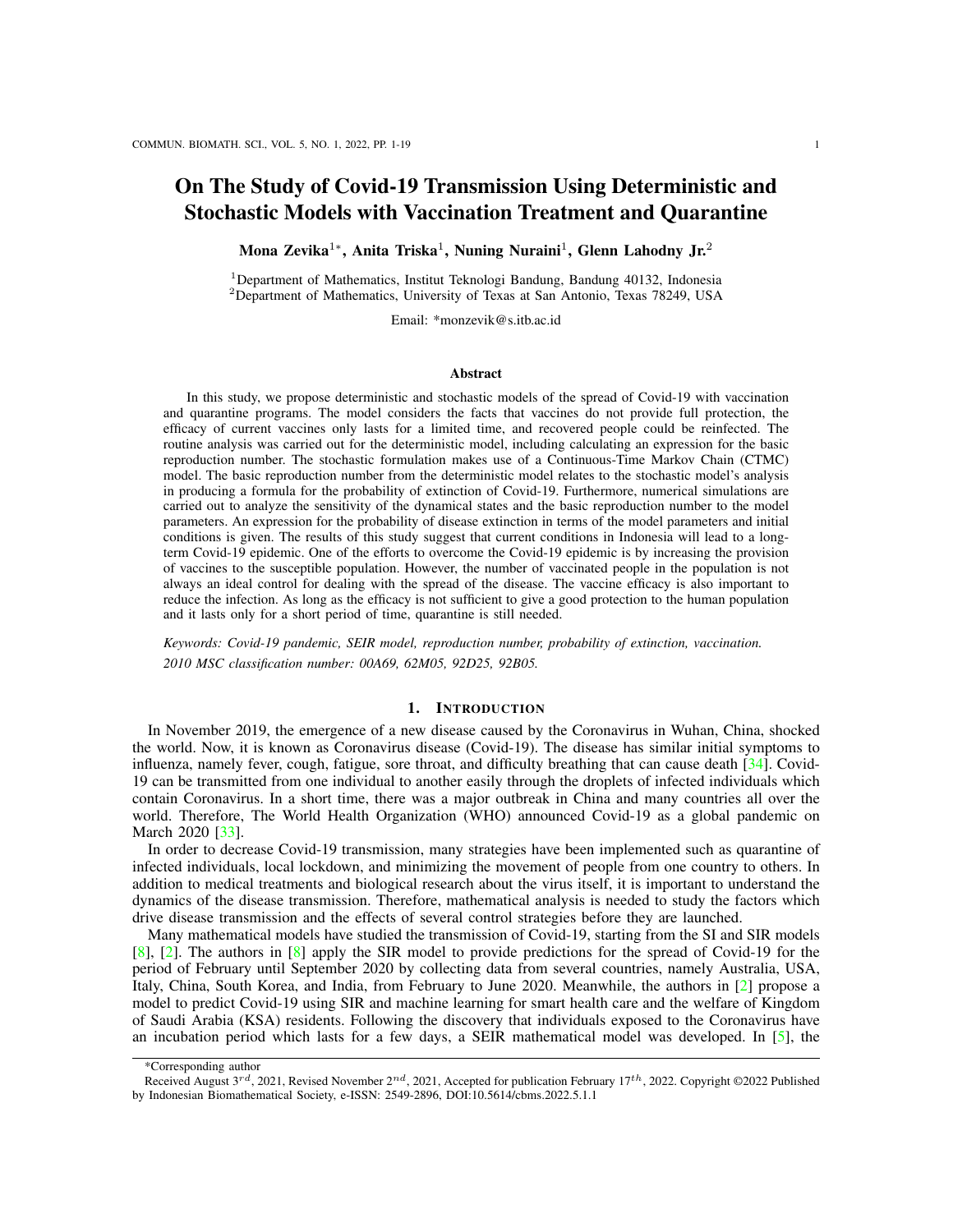# On The Study of Covid-19 Transmission Using Deterministic and Stochastic Models with Vaccination Treatment and Quarantine

**Mona Zevika**[1*], **Anita Triska**[1], **Nuning Nuraini**[1], **Glenn Lahodny Jr.**[2]

[1]Department of Mathematics, Institut Teknologi Bandung, Bandung 40132, Indonesia
[2]Department of Mathematics, University of Texas at San Antonio, Texas 78249, USA

Email: *monzevik@s.itb.ac.id

## Abstract

In this study, we propose deterministic and stochastic models of the spread of Covid-19 with vaccination and quarantine programs. The model considers the facts that vaccines do not provide full protection, the efficacy of current vaccines only lasts for a limited time, and recovered people could be reinfected. The routine analysis was carried out for the deterministic model, including calculating an expression for the basic reproduction number. The stochastic formulation makes use of a Continuous-Time Markov Chain (CTMC) model. The basic reproduction number from the deterministic model relates to the stochastic model's analysis in producing a formula for the probability of extinction of Covid-19. Furthermore, numerical simulations are carried out to analyze the sensitivity of the dynamical states and the basic reproduction number to the model parameters. An expression for the probability of disease extinction in terms of the model parameters and initial conditions is given. The results of this study suggest that current conditions in Indonesia will lead to a long-term Covid-19 epidemic. One of the efforts to overcome the Covid-19 epidemic is by increasing the provision of vaccines to the susceptible population. However, the number of vaccinated people in the population is not always an ideal control for dealing with the spread of the disease. The vaccine efficacy is also important to reduce the infection. As long as the efficacy is not sufficient to give a good protection to the human population and it lasts only for a short period of time, quarantine is still needed.

*Keywords: Covid-19 pandemic, SEIR model, reproduction number, probability of extinction, vaccination.*

*2010 MSC classification number: 00A69, 62M05, 92D25, 92B05.*

## 1. Introduction

In November 2019, the emergence of a new disease caused by the Coronavirus in Wuhan, China, shocked the world. Now, it is known as Coronavirus disease (Covid-19). The disease has similar initial symptoms to influenza, namely fever, cough, fatigue, sore throat, and difficulty breathing that can cause death [34]. Covid-19 can be transmitted from one individual to another easily through the droplets of infected individuals which contain Coronavirus. In a short time, there was a major outbreak in China and many countries all over the world. Therefore, The World Health Organization (WHO) announced Covid-19 as a global pandemic on March 2020 [33].

In order to decrease Covid-19 transmission, many strategies have been implemented such as quarantine of infected individuals, local lockdown, and minimizing the movement of people from one country to others. In addition to medical treatments and biological research about the virus itself, it is important to understand the dynamics of the disease transmission. Therefore, mathematical analysis is needed to study the factors which drive disease transmission and the effects of several control strategies before they are launched.

Many mathematical models have studied the transmission of Covid-19, starting from the SI and SIR models [8], [2]. The authors in [8] apply the SIR model to provide predictions for the spread of Covid-19 for the period of February until September 2020 by collecting data from several countries, namely Australia, USA, Italy, China, South Korea, and India, from February to June 2020. Meanwhile, the authors in [2] propose a model to predict Covid-19 using SIR and machine learning for smart health care and the welfare of Kingdom of Saudi Arabia (KSA) residents. Following the discovery that individuals exposed to the Coronavirus have an incubation period which lasts for a few days, a SEIR mathematical model was developed. In [5], the

---

*Corresponding author

Received August 3[rd], 2021, Revised November 2[nd], 2021, Accepted for publication February 17[th], 2022. Copyright ©2022 Published by Indonesian Biomathematical Society, e-ISSN: 2549-2896, DOI:10.5614/cbms.2022.5.1.1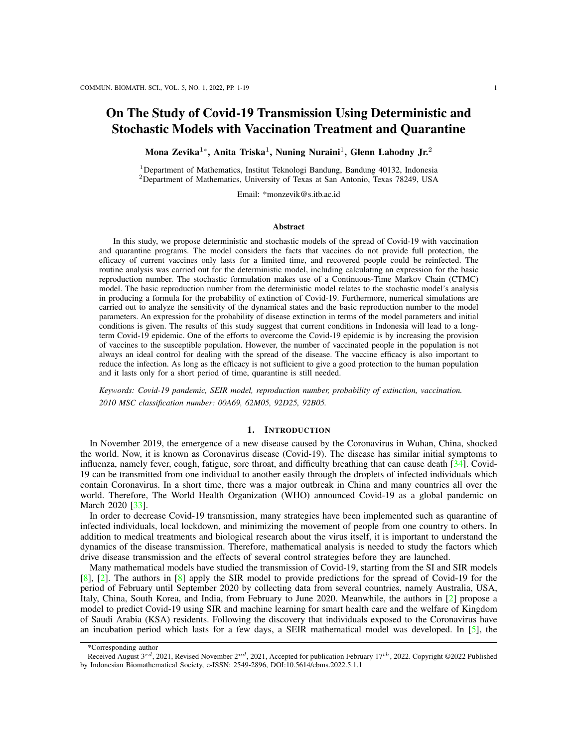# On The Study of Covid-19 Transmission Using Deterministic and Stochastic Models with Vaccination Treatment and Quarantine

**Mona Zevika**[1*], **Anita Triska**[1], **Nuning Nuraini**[1], **Glenn Lahodny Jr.**[2]

[1]Department of Mathematics, Institut Teknologi Bandung, Bandung 40132, Indonesia
[2]Department of Mathematics, University of Texas at San Antonio, Texas 78249, USA

Email: *monzevik@s.itb.ac.id

## Abstract

In this study, we propose deterministic and stochastic models of the spread of Covid-19 with vaccination and quarantine programs. The model considers the facts that vaccines do not provide full protection, the efficacy of current vaccines only lasts for a limited time, and recovered people could be reinfected. The routine analysis was carried out for the deterministic model, including calculating an expression for the basic reproduction number. The stochastic formulation makes use of a Continuous-Time Markov Chain (CTMC) model. The basic reproduction number from the deterministic model relates to the stochastic model's analysis in producing a formula for the probability of extinction of Covid-19. Furthermore, numerical simulations are carried out to analyze the sensitivity of the dynamical states and the basic reproduction number to the model parameters. An expression for the probability of disease extinction in terms of the model parameters and initial conditions is given. The results of this study suggest that current conditions in Indonesia will lead to a long-term Covid-19 epidemic. One of the efforts to overcome the Covid-19 epidemic is by increasing the provision of vaccines to the susceptible population. However, the number of vaccinated people in the population is not always an ideal control for dealing with the spread of the disease. The vaccine efficacy is also important to reduce the infection. As long as the efficacy is not sufficient to give a good protection to the human population and it lasts only for a short period of time, quarantine is still needed.

*Keywords: Covid-19 pandemic, SEIR model, reproduction number, probability of extinction, vaccination.*

*2010 MSC classification number: 00A69, 62M05, 92D25, 92B05.*

## 1. Introduction

In November 2019, the emergence of a new disease caused by the Coronavirus in Wuhan, China, shocked the world. Now, it is known as Coronavirus disease (Covid-19). The disease has similar initial symptoms to influenza, namely fever, cough, fatigue, sore throat, and difficulty breathing that can cause death [34]. Covid-19 can be transmitted from one individual to another easily through the droplets of infected individuals which contain Coronavirus. In a short time, there was a major outbreak in China and many countries all over the world. Therefore, The World Health Organization (WHO) announced Covid-19 as a global pandemic on March 2020 [33].

In order to decrease Covid-19 transmission, many strategies have been implemented such as quarantine of infected individuals, local lockdown, and minimizing the movement of people from one country to others. In addition to medical treatments and biological research about the virus itself, it is important to understand the dynamics of the disease transmission. Therefore, mathematical analysis is needed to study the factors which drive disease transmission and the effects of several control strategies before they are launched.

Many mathematical models have studied the transmission of Covid-19, starting from the SI and SIR models [8], [2]. The authors in [8] apply the SIR model to provide predictions for the spread of Covid-19 for the period of February until September 2020 by collecting data from several countries, namely Australia, USA, Italy, China, South Korea, and India, from February to June 2020. Meanwhile, the authors in [2] propose a model to predict Covid-19 using SIR and machine learning for smart health care and the welfare of Kingdom of Saudi Arabia (KSA) residents. Following the discovery that individuals exposed to the Coronavirus have an incubation period which lasts for a few days, a SEIR mathematical model was developed. In [5], the

*Corresponding author

Received August 3$^{rd}$, 2021, Revised November 2$^{nd}$, 2021, Accepted for publication February 17$^{th}$, 2022. Copyright ©2022 Published by Indonesian Biomathematical Society, e-ISSN: 2549-2896, DOI:10.5614/cbms.2022.5.1.1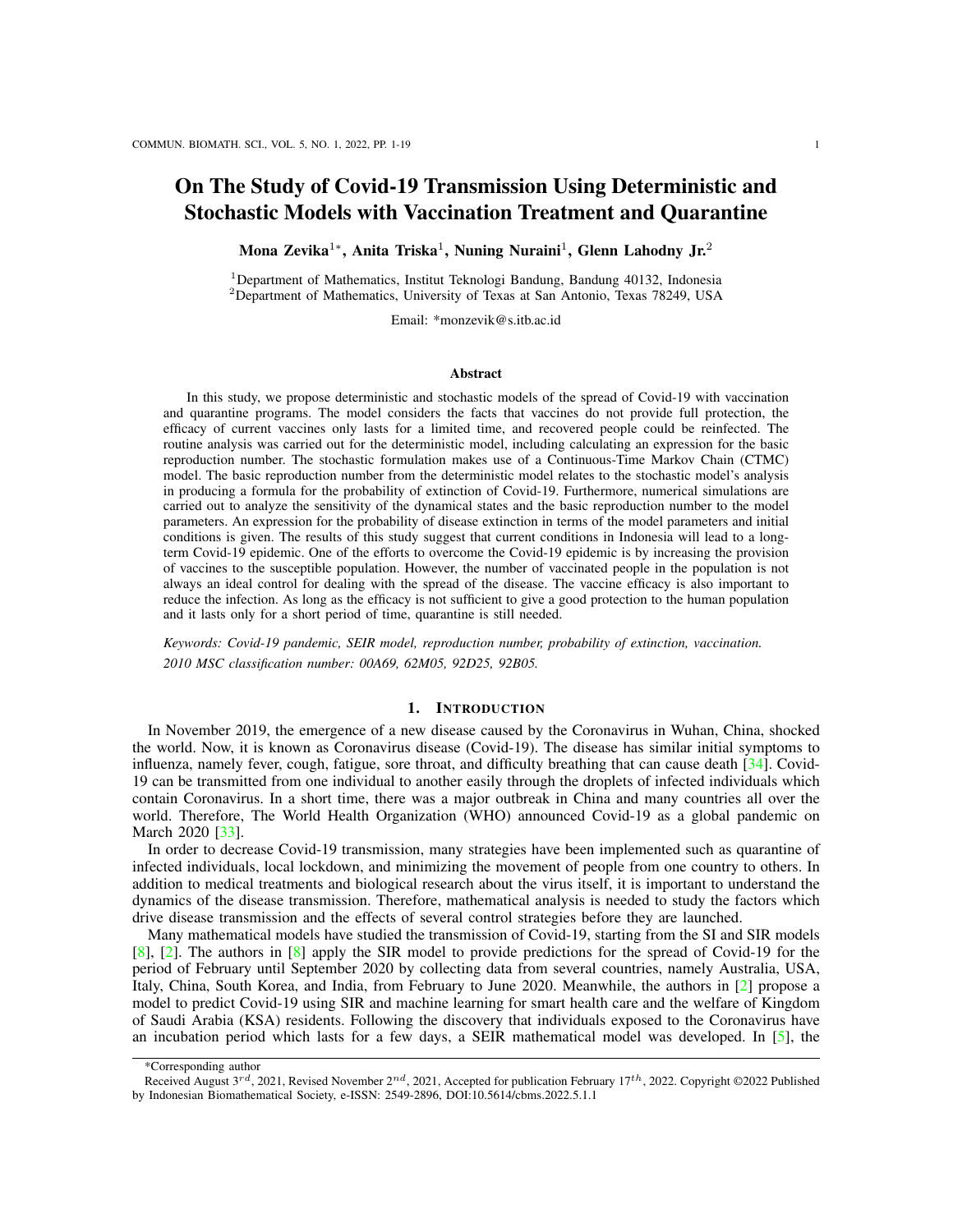# On The Study of Covid-19 Transmission Using Deterministic and Stochastic Models with Vaccination Treatment and Quarantine

**Mona Zevika**[1*], **Anita Triska**[1], **Nuning Nuraini**[1], **Glenn Lahodny Jr.**[2]

[1]Department of Mathematics, Institut Teknologi Bandung, Bandung 40132, Indonesia
[2]Department of Mathematics, University of Texas at San Antonio, Texas 78249, USA

Email: *monzevik@s.itb.ac.id

### Abstract

In this study, we propose deterministic and stochastic models of the spread of Covid-19 with vaccination and quarantine programs. The model considers the facts that vaccines do not provide full protection, the efficacy of current vaccines only lasts for a limited time, and recovered people could be reinfected. The routine analysis was carried out for the deterministic model, including calculating an expression for the basic reproduction number. The stochastic formulation makes use of a Continuous-Time Markov Chain (CTMC) model. The basic reproduction number from the deterministic model relates to the stochastic model's analysis in producing a formula for the probability of extinction of Covid-19. Furthermore, numerical simulations are carried out to analyze the sensitivity of the dynamical states and the basic reproduction number to the model parameters. An expression for the probability of disease extinction in terms of the model parameters and initial conditions is given. The results of this study suggest that current conditions in Indonesia will lead to a long-term Covid-19 epidemic. One of the efforts to overcome the Covid-19 epidemic is by increasing the provision of vaccines to the susceptible population. However, the number of vaccinated people in the population is not always an ideal control for dealing with the spread of the disease. The vaccine efficacy is also important to reduce the infection. As long as the efficacy is not sufficient to give a good protection to the human population and it lasts only for a short period of time, quarantine is still needed.

*Keywords: Covid-19 pandemic, SEIR model, reproduction number, probability of extinction, vaccination.*

*2010 MSC classification number: 00A69, 62M05, 92D25, 92B05.*

## 1. Introduction

In November 2019, the emergence of a new disease caused by the Coronavirus in Wuhan, China, shocked the world. Now, it is known as Coronavirus disease (Covid-19). The disease has similar initial symptoms to influenza, namely fever, cough, fatigue, sore throat, and difficulty breathing that can cause death [34]. Covid-19 can be transmitted from one individual to another easily through the droplets of infected individuals which contain Coronavirus. In a short time, there was a major outbreak in China and many countries all over the world. Therefore, The World Health Organization (WHO) announced Covid-19 as a global pandemic on March 2020 [33].

In order to decrease Covid-19 transmission, many strategies have been implemented such as quarantine of infected individuals, local lockdown, and minimizing the movement of people from one country to others. In addition to medical treatments and biological research about the virus itself, it is important to understand the dynamics of the disease transmission. Therefore, mathematical analysis is needed to study the factors which drive disease transmission and the effects of several control strategies before they are launched.

Many mathematical models have studied the transmission of Covid-19, starting from the SI and SIR models [8], [2]. The authors in [8] apply the SIR model to provide predictions for the spread of Covid-19 for the period of February until September 2020 by collecting data from several countries, namely Australia, USA, Italy, China, South Korea, and India, from February to June 2020. Meanwhile, the authors in [2] propose a model to predict Covid-19 using SIR and machine learning for smart health care and the welfare of Kingdom of Saudi Arabia (KSA) residents. Following the discovery that individuals exposed to the Coronavirus have an incubation period which lasts for a few days, a SEIR mathematical model was developed. In [5], the

*Corresponding author

Received August 3[rd], 2021, Revised November 2[nd], 2021, Accepted for publication February 17[th], 2022. Copyright ©2022 Published by Indonesian Biomathematical Society, e-ISSN: 2549-2896, DOI:10.5614/cbms.2022.5.1.1